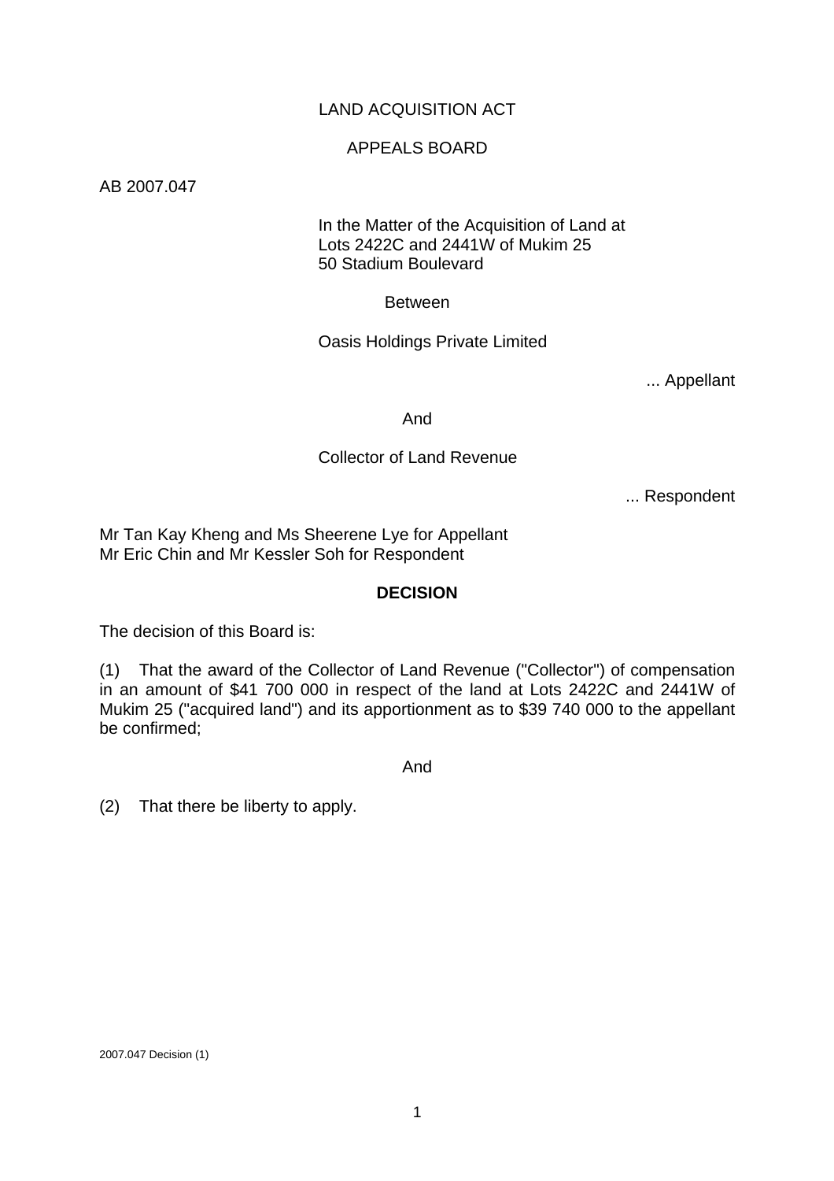LAND ACQUISITION ACT

APPEALS BOARD

AB 2007.047

In the Matter of the Acquisition of Land at
Lots 2422C and 2441W of Mukim 25
50 Stadium Boulevard

Between

Oasis Holdings Private Limited

... Appellant

And

Collector of Land Revenue

... Respondent

Mr Tan Kay Kheng and Ms Sheerene Lye for Appellant
Mr Eric Chin and Mr Kessler Soh for Respondent

**DECISION**

The decision of this Board is:

(1) That the award of the Collector of Land Revenue ("Collector") of compensation in an amount of $41 700 000 in respect of the land at Lots 2422C and 2441W of Mukim 25 ("acquired land") and its apportionment as to $39 740 000 to the appellant be confirmed;

And

(2) That there be liberty to apply.

2007.047 Decision (1)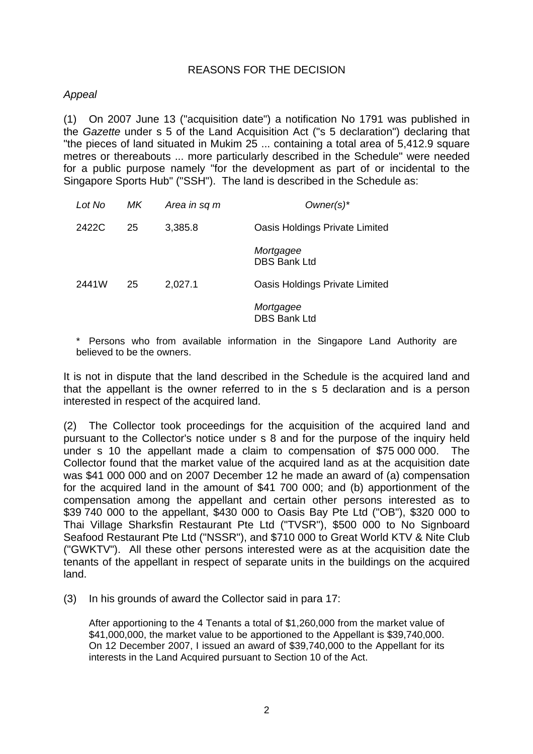## REASONS FOR THE DECISION

*Appeal*

(1) On 2007 June 13 ("acquisition date") a notification No 1791 was published in the *Gazette* under s 5 of the Land Acquisition Act ("s 5 declaration") declaring that "the pieces of land situated in Mukim 25 ... containing a total area of 5,412.9 square metres or thereabouts ... more particularly described in the Schedule" were needed for a public purpose namely "for the development as part of or incidental to the Singapore Sports Hub" ("SSH"). The land is described in the Schedule as:

| *Lot No* | *MK* | *Area in sq m* | *Owner(s)** |
|---|---|---|---|
| 2422C | 25 | 3,385.8 | Oasis Holdings Private Limited |
| | | | *Mortgagee* DBS Bank Ltd |
| 2441W | 25 | 2,027.1 | Oasis Holdings Private Limited |
| | | | *Mortgagee* DBS Bank Ltd |

\* Persons who from available information in the Singapore Land Authority are believed to be the owners.

It is not in dispute that the land described in the Schedule is the acquired land and that the appellant is the owner referred to in the s 5 declaration and is a person interested in respect of the acquired land.

(2) The Collector took proceedings for the acquisition of the acquired land and pursuant to the Collector's notice under s 8 and for the purpose of the inquiry held under s 10 the appellant made a claim to compensation of $75 000 000. The Collector found that the market value of the acquired land as at the acquisition date was $41 000 000 and on 2007 December 12 he made an award of (a) compensation for the acquired land in the amount of $41 700 000; and (b) apportionment of the compensation among the appellant and certain other persons interested as to $39 740 000 to the appellant, $430 000 to Oasis Bay Pte Ltd ("OB"), $320 000 to Thai Village Sharksfin Restaurant Pte Ltd ("TVSR"), $500 000 to No Signboard Seafood Restaurant Pte Ltd ("NSSR"), and $710 000 to Great World KTV & Nite Club ("GWKTV"). All these other persons interested were as at the acquisition date the tenants of the appellant in respect of separate units in the buildings on the acquired land.

(3) In his grounds of award the Collector said in para 17:

> After apportioning to the 4 Tenants a total of $1,260,000 from the market value of $41,000,000, the market value to be apportioned to the Appellant is $39,740,000. On 12 December 2007, I issued an award of $39,740,000 to the Appellant for its interests in the Land Acquired pursuant to Section 10 of the Act.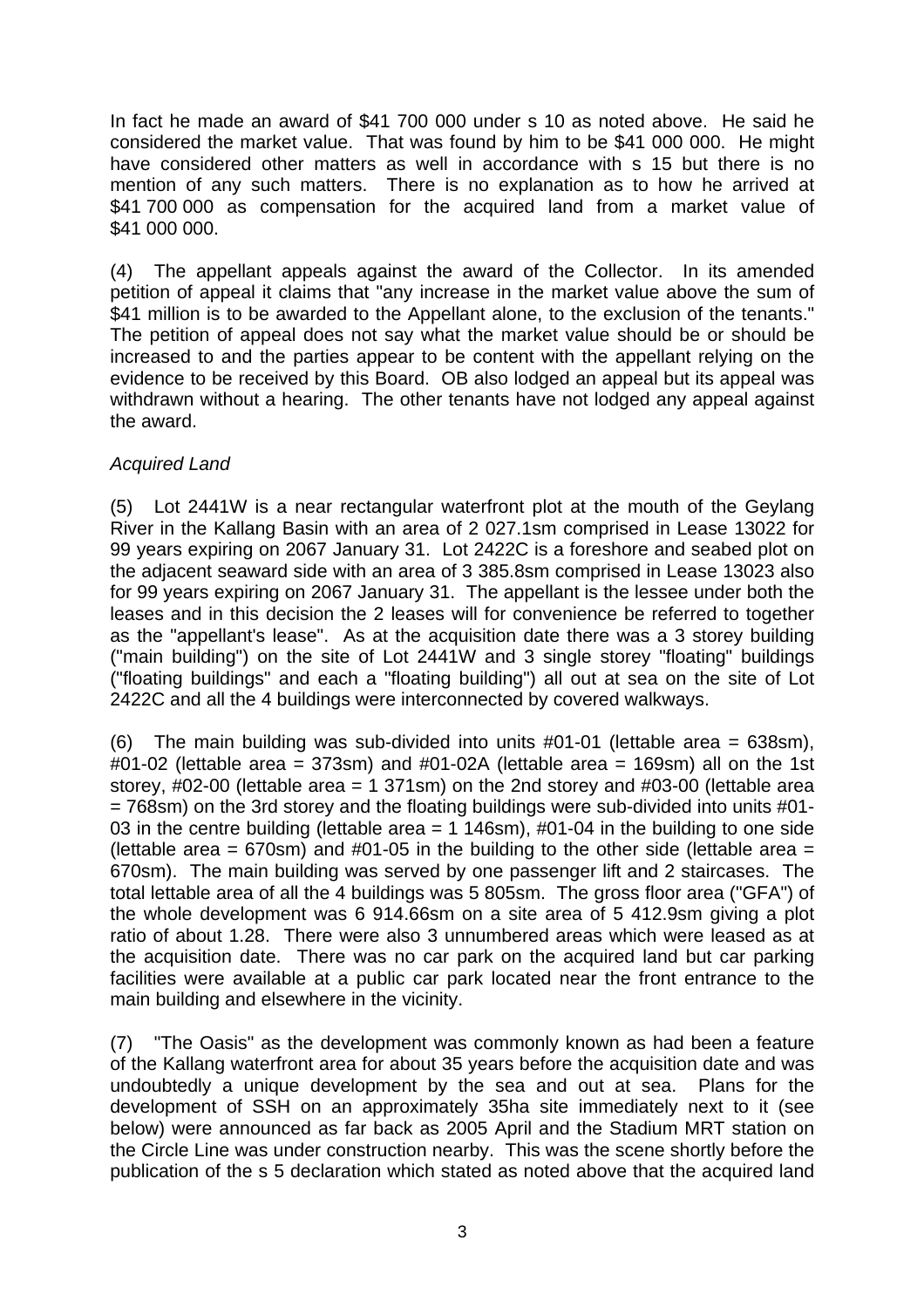In fact he made an award of $41 700 000 under s 10 as noted above. He said he considered the market value. That was found by him to be $41 000 000. He might have considered other matters as well in accordance with s 15 but there is no mention of any such matters. There is no explanation as to how he arrived at $41 700 000 as compensation for the acquired land from a market value of $41 000 000.

(4) The appellant appeals against the award of the Collector. In its amended petition of appeal it claims that "any increase in the market value above the sum of $41 million is to be awarded to the Appellant alone, to the exclusion of the tenants." The petition of appeal does not say what the market value should be or should be increased to and the parties appear to be content with the appellant relying on the evidence to be received by this Board. OB also lodged an appeal but its appeal was withdrawn without a hearing. The other tenants have not lodged any appeal against the award.

*Acquired Land*

(5) Lot 2441W is a near rectangular waterfront plot at the mouth of the Geylang River in the Kallang Basin with an area of 2 027.1sm comprised in Lease 13022 for 99 years expiring on 2067 January 31. Lot 2422C is a foreshore and seabed plot on the adjacent seaward side with an area of 3 385.8sm comprised in Lease 13023 also for 99 years expiring on 2067 January 31. The appellant is the lessee under both the leases and in this decision the 2 leases will for convenience be referred to together as the "appellant's lease". As at the acquisition date there was a 3 storey building ("main building") on the site of Lot 2441W and 3 single storey "floating" buildings ("floating buildings" and each a "floating building") all out at sea on the site of Lot 2422C and all the 4 buildings were interconnected by covered walkways.

(6) The main building was sub-divided into units #01-01 (lettable area = 638sm), #01-02 (lettable area = 373sm) and #01-02A (lettable area = 169sm) all on the 1st storey, #02-00 (lettable area = 1 371sm) on the 2nd storey and #03-00 (lettable area = 768sm) on the 3rd storey and the floating buildings were sub-divided into units #01-03 in the centre building (lettable area = 1 146sm), #01-04 in the building to one side (lettable area = 670sm) and #01-05 in the building to the other side (lettable area = 670sm). The main building was served by one passenger lift and 2 staircases. The total lettable area of all the 4 buildings was 5 805sm. The gross floor area ("GFA") of the whole development was 6 914.66sm on a site area of 5 412.9sm giving a plot ratio of about 1.28. There were also 3 unnumbered areas which were leased as at the acquisition date. There was no car park on the acquired land but car parking facilities were available at a public car park located near the front entrance to the main building and elsewhere in the vicinity.

(7) "The Oasis" as the development was commonly known as had been a feature of the Kallang waterfront area for about 35 years before the acquisition date and was undoubtedly a unique development by the sea and out at sea. Plans for the development of SSH on an approximately 35ha site immediately next to it (see below) were announced as far back as 2005 April and the Stadium MRT station on the Circle Line was under construction nearby. This was the scene shortly before the publication of the s 5 declaration which stated as noted above that the acquired land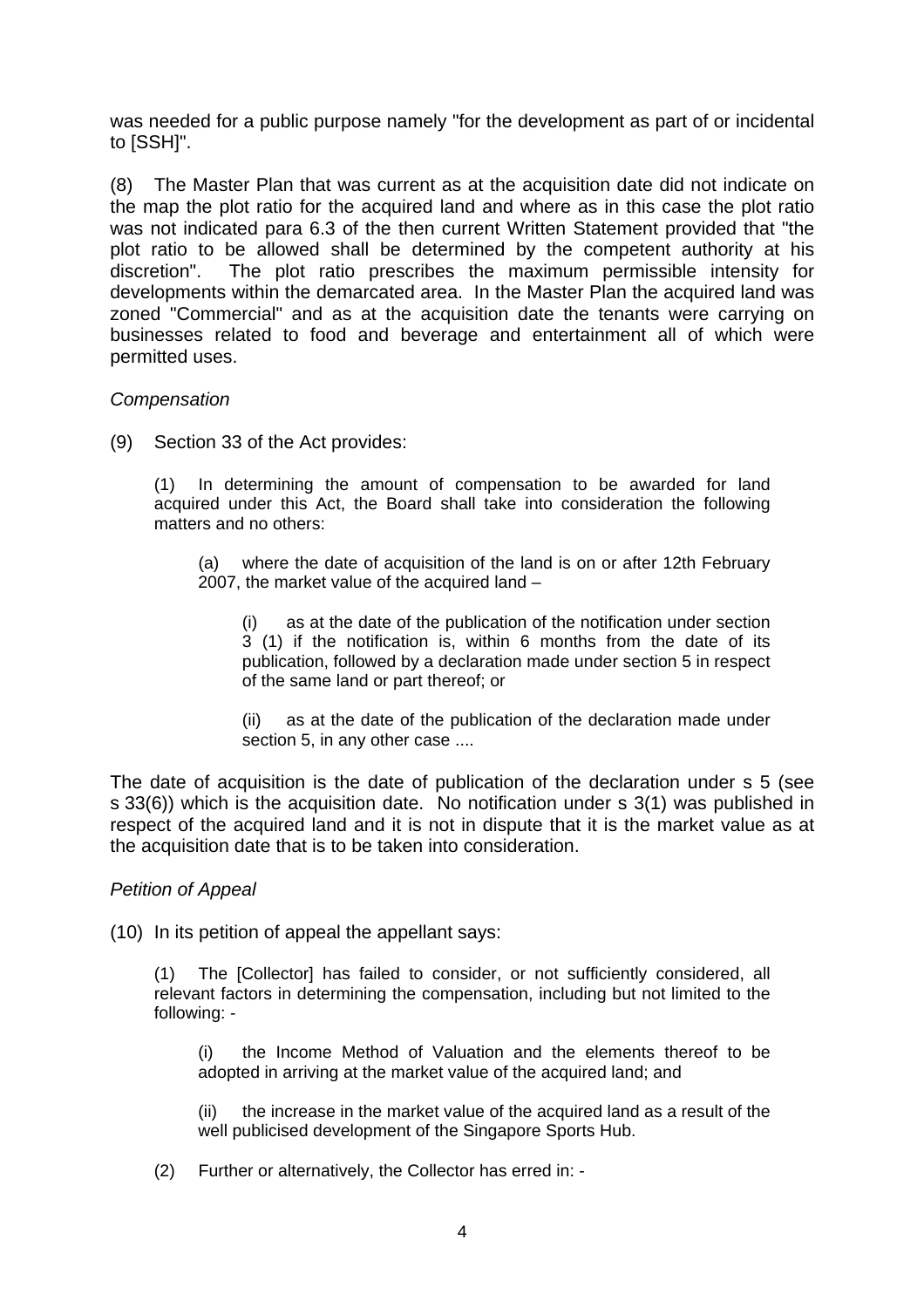was needed for a public purpose namely "for the development as part of or incidental to [SSH]".

(8) The Master Plan that was current as at the acquisition date did not indicate on the map the plot ratio for the acquired land and where as in this case the plot ratio was not indicated para 6.3 of the then current Written Statement provided that "the plot ratio to be allowed shall be determined by the competent authority at his discretion". The plot ratio prescribes the maximum permissible intensity for developments within the demarcated area. In the Master Plan the acquired land was zoned "Commercial" and as at the acquisition date the tenants were carrying on businesses related to food and beverage and entertainment all of which were permitted uses.

*Compensation*

(9) Section 33 of the Act provides:

> (1) In determining the amount of compensation to be awarded for land acquired under this Act, the Board shall take into consideration the following matters and no others:
>
> > (a) where the date of acquisition of the land is on or after 12th February 2007, the market value of the acquired land –
> >
> > > (i) as at the date of the publication of the notification under section 3 (1) if the notification is, within 6 months from the date of its publication, followed by a declaration made under section 5 in respect of the same land or part thereof; or
> > >
> > > (ii) as at the date of the publication of the declaration made under section 5, in any other case ....

The date of acquisition is the date of publication of the declaration under s 5 (see s 33(6)) which is the acquisition date. No notification under s 3(1) was published in respect of the acquired land and it is not in dispute that it is the market value as at the acquisition date that is to be taken into consideration.

*Petition of Appeal*

(10) In its petition of appeal the appellant says:

> (1) The [Collector] has failed to consider, or not sufficiently considered, all relevant factors in determining the compensation, including but not limited to the following: -
>
> > (i) the Income Method of Valuation and the elements thereof to be adopted in arriving at the market value of the acquired land; and
> >
> > (ii) the increase in the market value of the acquired land as a result of the well publicised development of the Singapore Sports Hub.
>
> (2) Further or alternatively, the Collector has erred in: -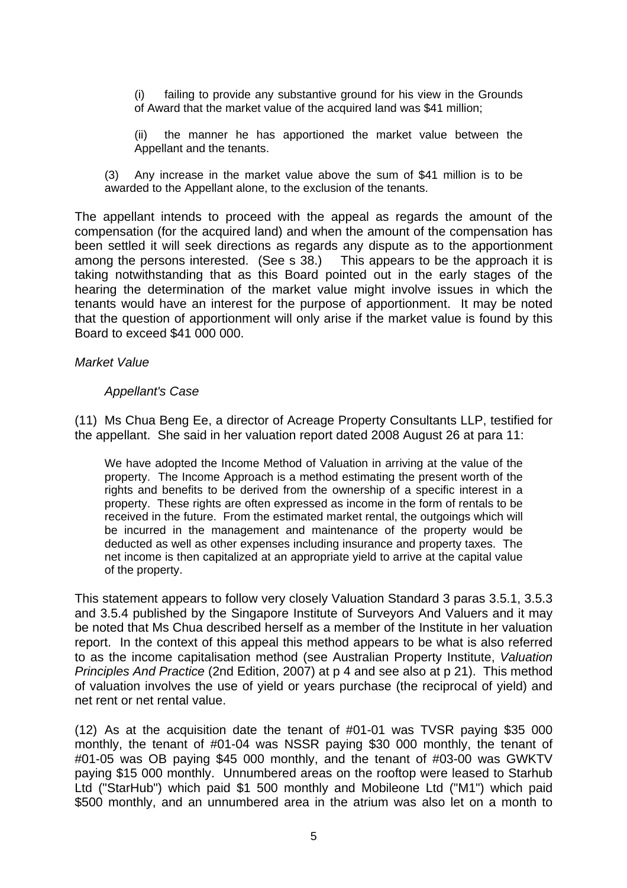> (i) failing to provide any substantive ground for his view in the Grounds of Award that the market value of the acquired land was $41 million;
>
> (ii) the manner he has apportioned the market value between the Appellant and the tenants.
>
> (3) Any increase in the market value above the sum of $41 million is to be awarded to the Appellant alone, to the exclusion of the tenants.

The appellant intends to proceed with the appeal as regards the amount of the compensation (for the acquired land) and when the amount of the compensation has been settled it will seek directions as regards any dispute as to the apportionment among the persons interested. (See s 38.) This appears to be the approach it is taking notwithstanding that as this Board pointed out in the early stages of the hearing the determination of the market value might involve issues in which the tenants would have an interest for the purpose of apportionment. It may be noted that the question of apportionment will only arise if the market value is found by this Board to exceed $41 000 000.

*Market Value*

*Appellant's Case*

(11) Ms Chua Beng Ee, a director of Acreage Property Consultants LLP, testified for the appellant. She said in her valuation report dated 2008 August 26 at para 11:

> We have adopted the Income Method of Valuation in arriving at the value of the property. The Income Approach is a method estimating the present worth of the rights and benefits to be derived from the ownership of a specific interest in a property. These rights are often expressed as income in the form of rentals to be received in the future. From the estimated market rental, the outgoings which will be incurred in the management and maintenance of the property would be deducted as well as other expenses including insurance and property taxes. The net income is then capitalized at an appropriate yield to arrive at the capital value of the property.

This statement appears to follow very closely Valuation Standard 3 paras 3.5.1, 3.5.3 and 3.5.4 published by the Singapore Institute of Surveyors And Valuers and it may be noted that Ms Chua described herself as a member of the Institute in her valuation report. In the context of this appeal this method appears to be what is also referred to as the income capitalisation method (see Australian Property Institute, *Valuation Principles And Practice* (2nd Edition, 2007) at p 4 and see also at p 21). This method of valuation involves the use of yield or years purchase (the reciprocal of yield) and net rent or net rental value.

(12) As at the acquisition date the tenant of #01-01 was TVSR paying $35 000 monthly, the tenant of #01-04 was NSSR paying $30 000 monthly, the tenant of #01-05 was OB paying $45 000 monthly, and the tenant of #03-00 was GWKTV paying $15 000 monthly. Unnumbered areas on the rooftop were leased to Starhub Ltd ("StarHub") which paid $1 500 monthly and Mobileone Ltd ("M1") which paid $500 monthly, and an unnumbered area in the atrium was also let on a month to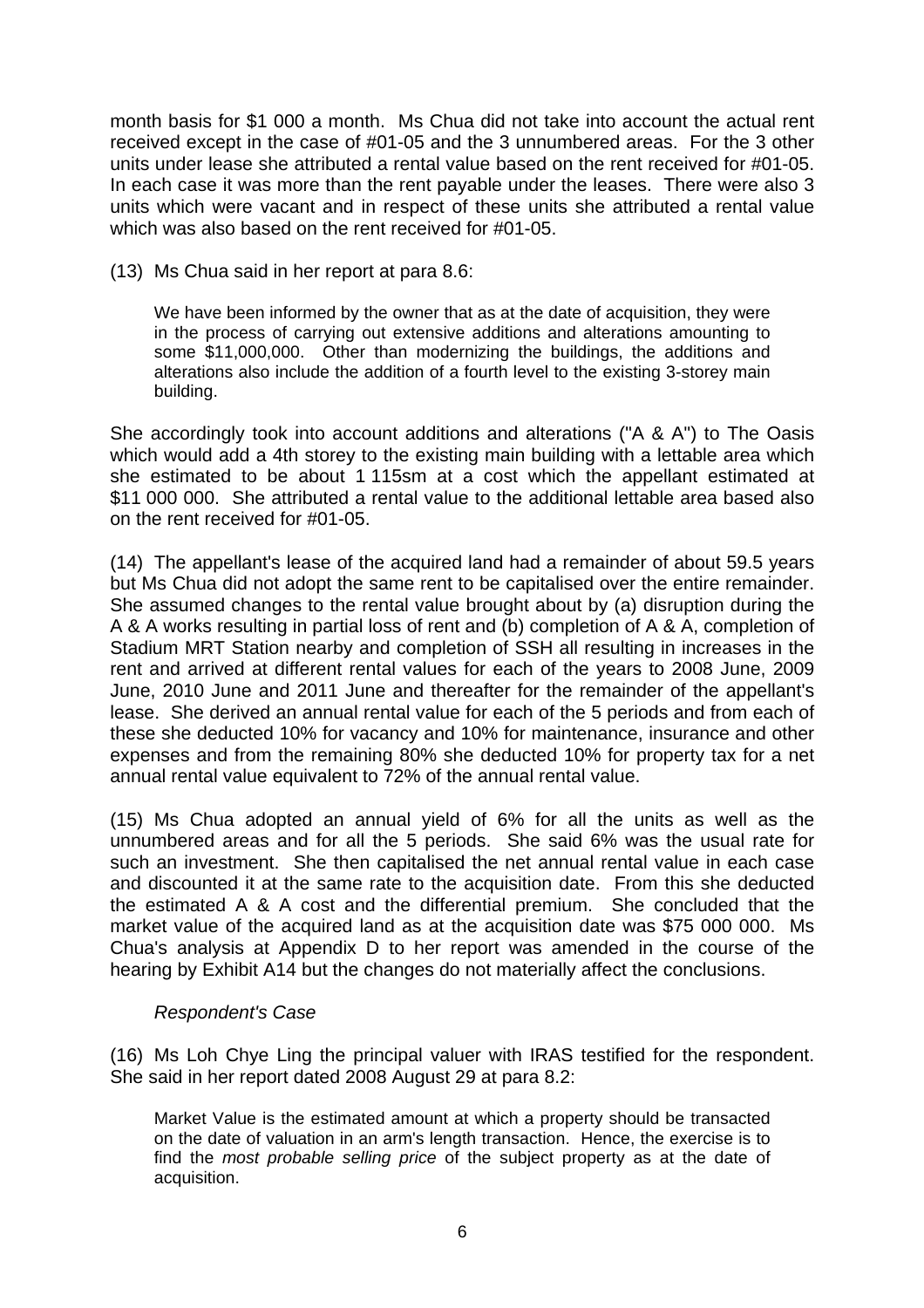month basis for $1 000 a month. Ms Chua did not take into account the actual rent received except in the case of #01-05 and the 3 unnumbered areas. For the 3 other units under lease she attributed a rental value based on the rent received for #01-05. In each case it was more than the rent payable under the leases. There were also 3 units which were vacant and in respect of these units she attributed a rental value which was also based on the rent received for #01-05.

(13) Ms Chua said in her report at para 8.6:

> We have been informed by the owner that as at the date of acquisition, they were in the process of carrying out extensive additions and alterations amounting to some $11,000,000. Other than modernizing the buildings, the additions and alterations also include the addition of a fourth level to the existing 3-storey main building.

She accordingly took into account additions and alterations ("A & A") to The Oasis which would add a 4th storey to the existing main building with a lettable area which she estimated to be about 1 115sm at a cost which the appellant estimated at $11 000 000. She attributed a rental value to the additional lettable area based also on the rent received for #01-05.

(14) The appellant's lease of the acquired land had a remainder of about 59.5 years but Ms Chua did not adopt the same rent to be capitalised over the entire remainder. She assumed changes to the rental value brought about by (a) disruption during the A & A works resulting in partial loss of rent and (b) completion of A & A, completion of Stadium MRT Station nearby and completion of SSH all resulting in increases in the rent and arrived at different rental values for each of the years to 2008 June, 2009 June, 2010 June and 2011 June and thereafter for the remainder of the appellant's lease. She derived an annual rental value for each of the 5 periods and from each of these she deducted 10% for vacancy and 10% for maintenance, insurance and other expenses and from the remaining 80% she deducted 10% for property tax for a net annual rental value equivalent to 72% of the annual rental value.

(15) Ms Chua adopted an annual yield of 6% for all the units as well as the unnumbered areas and for all the 5 periods. She said 6% was the usual rate for such an investment. She then capitalised the net annual rental value in each case and discounted it at the same rate to the acquisition date. From this she deducted the estimated A & A cost and the differential premium. She concluded that the market value of the acquired land as at the acquisition date was $75 000 000. Ms Chua's analysis at Appendix D to her report was amended in the course of the hearing by Exhibit A14 but the changes do not materially affect the conclusions.

*Respondent's Case*

(16) Ms Loh Chye Ling the principal valuer with IRAS testified for the respondent. She said in her report dated 2008 August 29 at para 8.2:

> Market Value is the estimated amount at which a property should be transacted on the date of valuation in an arm's length transaction. Hence, the exercise is to find the *most probable selling price* of the subject property as at the date of acquisition.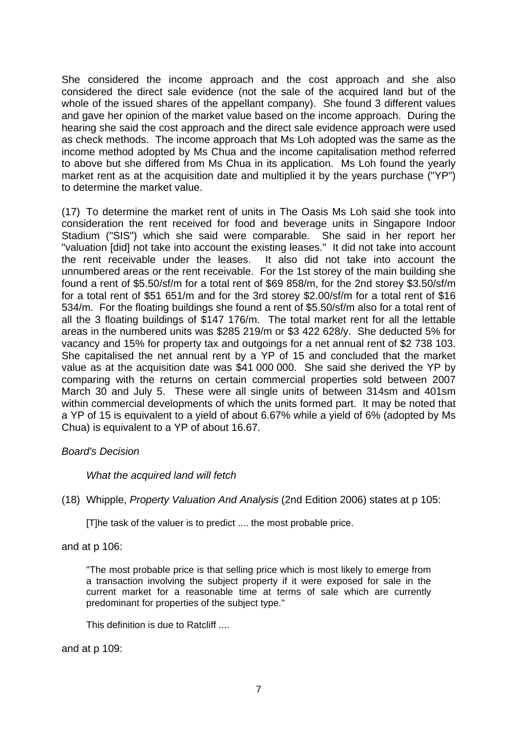She considered the income approach and the cost approach and she also considered the direct sale evidence (not the sale of the acquired land but of the whole of the issued shares of the appellant company). She found 3 different values and gave her opinion of the market value based on the income approach. During the hearing she said the cost approach and the direct sale evidence approach were used as check methods. The income approach that Ms Loh adopted was the same as the income method adopted by Ms Chua and the income capitalisation method referred to above but she differed from Ms Chua in its application. Ms Loh found the yearly market rent as at the acquisition date and multiplied it by the years purchase ("YP") to determine the market value.

(17) To determine the market rent of units in The Oasis Ms Loh said she took into consideration the rent received for food and beverage units in Singapore Indoor Stadium ("SIS") which she said were comparable. She said in her report her "valuation [did] not take into account the existing leases." It did not take into account the rent receivable under the leases. It also did not take into account the unnumbered areas or the rent receivable. For the 1st storey of the main building she found a rent of $5.50/sf/m for a total rent of $69 858/m, for the 2nd storey $3.50/sf/m for a total rent of $51 651/m and for the 3rd storey $2.00/sf/m for a total rent of $16 534/m. For the floating buildings she found a rent of $5.50/sf/m also for a total rent of all the 3 floating buildings of $147 176/m. The total market rent for all the lettable areas in the numbered units was $285 219/m or $3 422 628/y. She deducted 5% for vacancy and 15% for property tax and outgoings for a net annual rent of $2 738 103. She capitalised the net annual rent by a YP of 15 and concluded that the market value as at the acquisition date was $41 000 000. She said she derived the YP by comparing with the returns on certain commercial properties sold between 2007 March 30 and July 5. These were all single units of between 314sm and 401sm within commercial developments of which the units formed part. It may be noted that a YP of 15 is equivalent to a yield of about 6.67% while a yield of 6% (adopted by Ms Chua) is equivalent to a YP of about 16.67.

*Board's Decision*

*What the acquired land will fetch*

(18) Whipple, *Property Valuation And Analysis* (2nd Edition 2006) states at p 105:

> [T]he task of the valuer is to predict .... the most probable price.

and at p 106:

> "The most probable price is that selling price which is most likely to emerge from a transaction involving the subject property if it were exposed for sale in the current market for a reasonable time at terms of sale which are currently predominant for properties of the subject type."
>
> This definition is due to Ratcliff ....

and at p 109: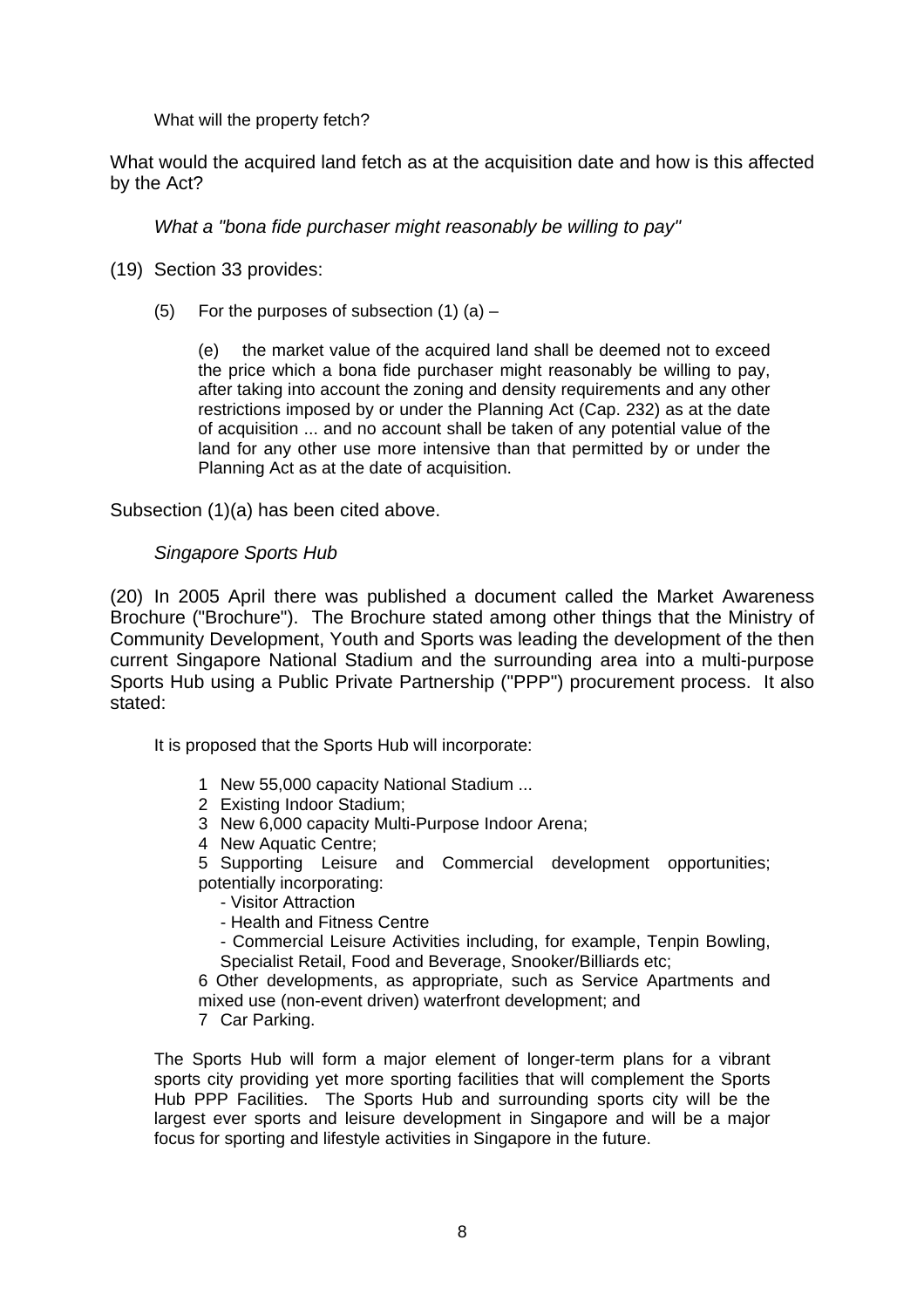What will the property fetch?

What would the acquired land fetch as at the acquisition date and how is this affected by the Act?

*What a "bona fide purchaser might reasonably be willing to pay"*

(19) Section 33 provides:

> (5) For the purposes of subsection (1) (a) –
>
> (e) the market value of the acquired land shall be deemed not to exceed the price which a bona fide purchaser might reasonably be willing to pay, after taking into account the zoning and density requirements and any other restrictions imposed by or under the Planning Act (Cap. 232) as at the date of acquisition ... and no account shall be taken of any potential value of the land for any other use more intensive than that permitted by or under the Planning Act as at the date of acquisition.

Subsection (1)(a) has been cited above.

*Singapore Sports Hub*

(20) In 2005 April there was published a document called the Market Awareness Brochure ("Brochure"). The Brochure stated among other things that the Ministry of Community Development, Youth and Sports was leading the development of the then current Singapore National Stadium and the surrounding area into a multi-purpose Sports Hub using a Public Private Partnership ("PPP") procurement process. It also stated:

> It is proposed that the Sports Hub will incorporate:
>
> 1 New 55,000 capacity National Stadium ...
> 2 Existing Indoor Stadium;
> 3 New 6,000 capacity Multi-Purpose Indoor Arena;
> 4 New Aquatic Centre;
> 5 Supporting Leisure and Commercial development opportunities; potentially incorporating:
> - Visitor Attraction
> - Health and Fitness Centre
> - Commercial Leisure Activities including, for example, Tenpin Bowling, Specialist Retail, Food and Beverage, Snooker/Billiards etc;
>
> 6 Other developments, as appropriate, such as Service Apartments and mixed use (non-event driven) waterfront development; and
> 7 Car Parking.
>
> The Sports Hub will form a major element of longer-term plans for a vibrant sports city providing yet more sporting facilities that will complement the Sports Hub PPP Facilities. The Sports Hub and surrounding sports city will be the largest ever sports and leisure development in Singapore and will be a major focus for sporting and lifestyle activities in Singapore in the future.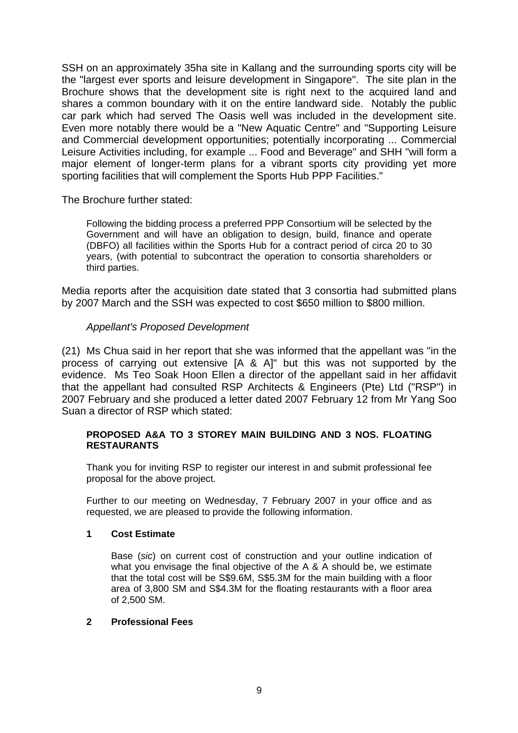SSH on an approximately 35ha site in Kallang and the surrounding sports city will be the "largest ever sports and leisure development in Singapore". The site plan in the Brochure shows that the development site is right next to the acquired land and shares a common boundary with it on the entire landward side. Notably the public car park which had served The Oasis well was included in the development site. Even more notably there would be a "New Aquatic Centre" and "Supporting Leisure and Commercial development opportunities; potentially incorporating ... Commercial Leisure Activities including, for example ... Food and Beverage" and SHH "will form a major element of longer-term plans for a vibrant sports city providing yet more sporting facilities that will complement the Sports Hub PPP Facilities."

The Brochure further stated:

> Following the bidding process a preferred PPP Consortium will be selected by the Government and will have an obligation to design, build, finance and operate (DBFO) all facilities within the Sports Hub for a contract period of circa 20 to 30 years, (with potential to subcontract the operation to consortia shareholders or third parties.

Media reports after the acquisition date stated that 3 consortia had submitted plans by 2007 March and the SSH was expected to cost $650 million to $800 million.

*Appellant's Proposed Development*

(21) Ms Chua said in her report that she was informed that the appellant was "in the process of carrying out extensive [A & A]" but this was not supported by the evidence. Ms Teo Soak Hoon Ellen a director of the appellant said in her affidavit that the appellant had consulted RSP Architects & Engineers (Pte) Ltd ("RSP") in 2007 February and she produced a letter dated 2007 February 12 from Mr Yang Soo Suan a director of RSP which stated:

> **PROPOSED A&A TO 3 STOREY MAIN BUILDING AND 3 NOS. FLOATING RESTAURANTS**
>
> Thank you for inviting RSP to register our interest in and submit professional fee proposal for the above project.
>
> Further to our meeting on Wednesday, 7 February 2007 in your office and as requested, we are pleased to provide the following information.
>
> **1 Cost Estimate**
>
> Base (*sic*) on current cost of construction and your outline indication of what you envisage the final objective of the A & A should be, we estimate that the total cost will be S$9.6M, S$5.3M for the main building with a floor area of 3,800 SM and S$4.3M for the floating restaurants with a floor area of 2,500 SM.
>
> **2 Professional Fees**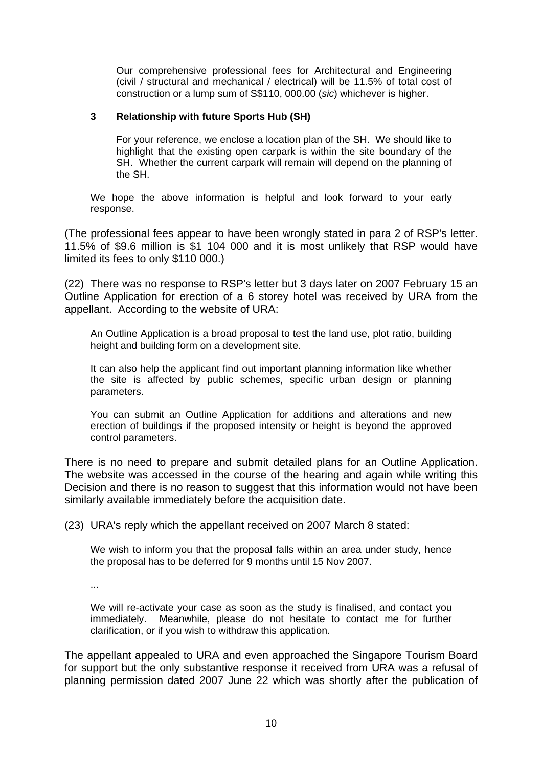> Our comprehensive professional fees for Architectural and Engineering (civil / structural and mechanical / electrical) will be 11.5% of total cost of construction or a lump sum of S$110, 000.00 (*sic*) whichever is higher.
>
> **3 Relationship with future Sports Hub (SH)**
>
> For your reference, we enclose a location plan of the SH. We should like to highlight that the existing open carpark is within the site boundary of the SH. Whether the current carpark will remain will depend on the planning of the SH.
>
> We hope the above information is helpful and look forward to your early response.

(The professional fees appear to have been wrongly stated in para 2 of RSP's letter. 11.5% of $9.6 million is $1 104 000 and it is most unlikely that RSP would have limited its fees to only $110 000.)

(22) There was no response to RSP's letter but 3 days later on 2007 February 15 an Outline Application for erection of a 6 storey hotel was received by URA from the appellant. According to the website of URA:

> An Outline Application is a broad proposal to test the land use, plot ratio, building height and building form on a development site.
>
> It can also help the applicant find out important planning information like whether the site is affected by public schemes, specific urban design or planning parameters.
>
> You can submit an Outline Application for additions and alterations and new erection of buildings if the proposed intensity or height is beyond the approved control parameters.

There is no need to prepare and submit detailed plans for an Outline Application. The website was accessed in the course of the hearing and again while writing this Decision and there is no reason to suggest that this information would not have been similarly available immediately before the acquisition date.

(23) URA's reply which the appellant received on 2007 March 8 stated:

> We wish to inform you that the proposal falls within an area under study, hence the proposal has to be deferred for 9 months until 15 Nov 2007.
>
> ...
>
> We will re-activate your case as soon as the study is finalised, and contact you immediately. Meanwhile, please do not hesitate to contact me for further clarification, or if you wish to withdraw this application.

The appellant appealed to URA and even approached the Singapore Tourism Board for support but the only substantive response it received from URA was a refusal of planning permission dated 2007 June 22 which was shortly after the publication of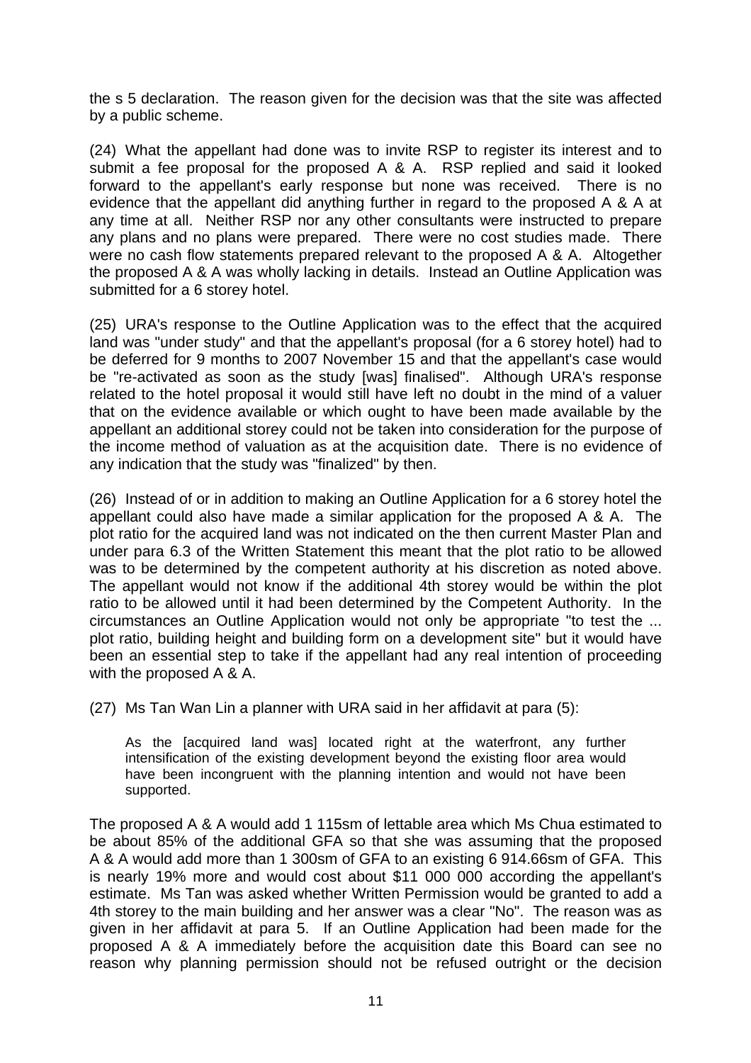the s 5 declaration. The reason given for the decision was that the site was affected by a public scheme.

(24) What the appellant had done was to invite RSP to register its interest and to submit a fee proposal for the proposed A & A. RSP replied and said it looked forward to the appellant's early response but none was received. There is no evidence that the appellant did anything further in regard to the proposed A & A at any time at all. Neither RSP nor any other consultants were instructed to prepare any plans and no plans were prepared. There were no cost studies made. There were no cash flow statements prepared relevant to the proposed A & A. Altogether the proposed A & A was wholly lacking in details. Instead an Outline Application was submitted for a 6 storey hotel.

(25) URA's response to the Outline Application was to the effect that the acquired land was "under study" and that the appellant's proposal (for a 6 storey hotel) had to be deferred for 9 months to 2007 November 15 and that the appellant's case would be "re-activated as soon as the study [was] finalised". Although URA's response related to the hotel proposal it would still have left no doubt in the mind of a valuer that on the evidence available or which ought to have been made available by the appellant an additional storey could not be taken into consideration for the purpose of the income method of valuation as at the acquisition date. There is no evidence of any indication that the study was "finalized" by then.

(26) Instead of or in addition to making an Outline Application for a 6 storey hotel the appellant could also have made a similar application for the proposed A & A. The plot ratio for the acquired land was not indicated on the then current Master Plan and under para 6.3 of the Written Statement this meant that the plot ratio to be allowed was to be determined by the competent authority at his discretion as noted above. The appellant would not know if the additional 4th storey would be within the plot ratio to be allowed until it had been determined by the Competent Authority. In the circumstances an Outline Application would not only be appropriate "to test the ... plot ratio, building height and building form on a development site" but it would have been an essential step to take if the appellant had any real intention of proceeding with the proposed A & A.

(27) Ms Tan Wan Lin a planner with URA said in her affidavit at para (5):

> As the [acquired land was] located right at the waterfront, any further intensification of the existing development beyond the existing floor area would have been incongruent with the planning intention and would not have been supported.

The proposed A & A would add 1 115sm of lettable area which Ms Chua estimated to be about 85% of the additional GFA so that she was assuming that the proposed A & A would add more than 1 300sm of GFA to an existing 6 914.66sm of GFA. This is nearly 19% more and would cost about $11 000 000 according the appellant's estimate. Ms Tan was asked whether Written Permission would be granted to add a 4th storey to the main building and her answer was a clear "No". The reason was as given in her affidavit at para 5. If an Outline Application had been made for the proposed A & A immediately before the acquisition date this Board can see no reason why planning permission should not be refused outright or the decision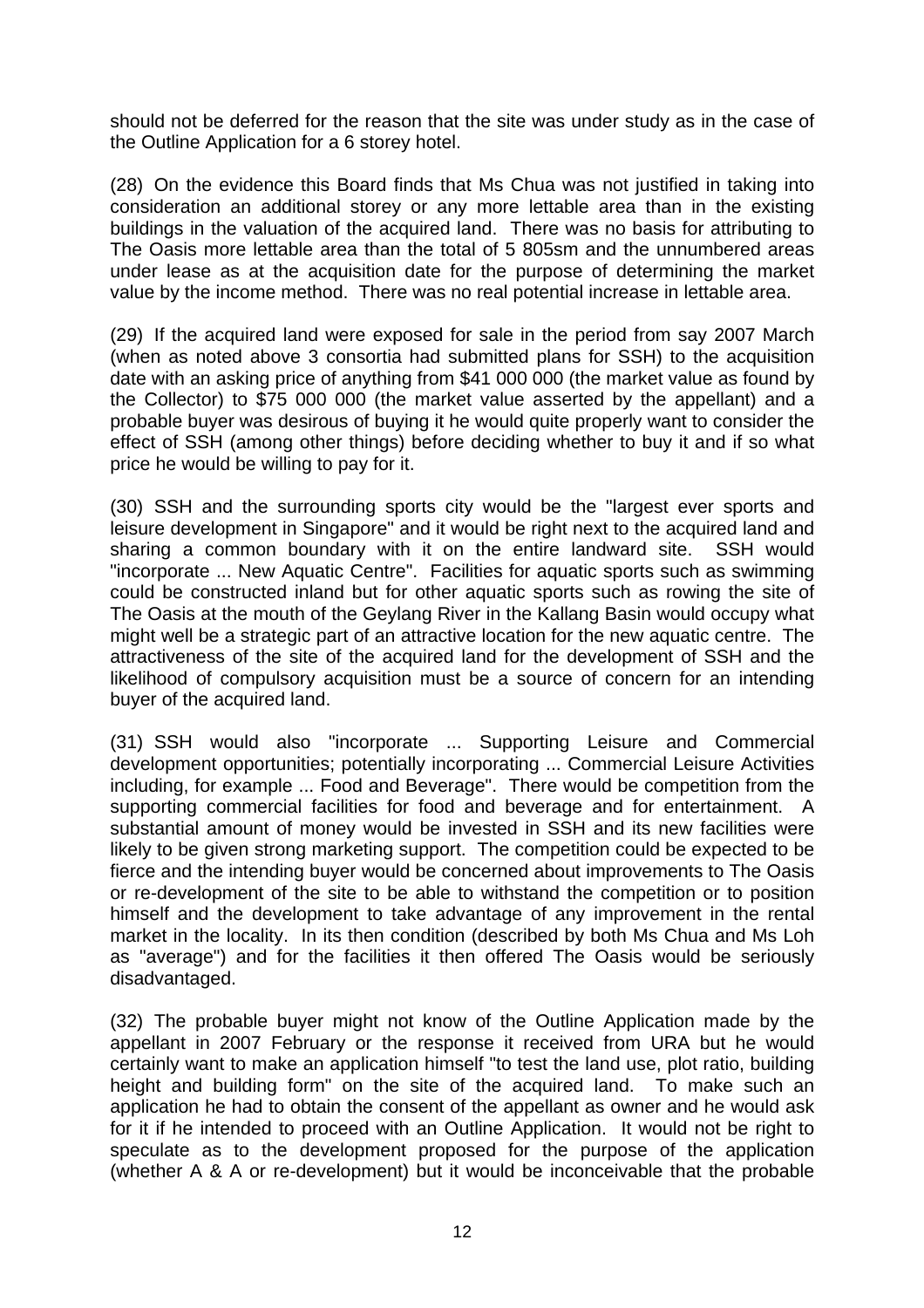should not be deferred for the reason that the site was under study as in the case of the Outline Application for a 6 storey hotel.

(28) On the evidence this Board finds that Ms Chua was not justified in taking into consideration an additional storey or any more lettable area than in the existing buildings in the valuation of the acquired land. There was no basis for attributing to The Oasis more lettable area than the total of 5 805sm and the unnumbered areas under lease as at the acquisition date for the purpose of determining the market value by the income method. There was no real potential increase in lettable area.

(29) If the acquired land were exposed for sale in the period from say 2007 March (when as noted above 3 consortia had submitted plans for SSH) to the acquisition date with an asking price of anything from $41 000 000 (the market value as found by the Collector) to $75 000 000 (the market value asserted by the appellant) and a probable buyer was desirous of buying it he would quite properly want to consider the effect of SSH (among other things) before deciding whether to buy it and if so what price he would be willing to pay for it.

(30) SSH and the surrounding sports city would be the "largest ever sports and leisure development in Singapore" and it would be right next to the acquired land and sharing a common boundary with it on the entire landward site. SSH would "incorporate ... New Aquatic Centre". Facilities for aquatic sports such as swimming could be constructed inland but for other aquatic sports such as rowing the site of The Oasis at the mouth of the Geylang River in the Kallang Basin would occupy what might well be a strategic part of an attractive location for the new aquatic centre. The attractiveness of the site of the acquired land for the development of SSH and the likelihood of compulsory acquisition must be a source of concern for an intending buyer of the acquired land.

(31) SSH would also "incorporate ... Supporting Leisure and Commercial development opportunities; potentially incorporating ... Commercial Leisure Activities including, for example ... Food and Beverage". There would be competition from the supporting commercial facilities for food and beverage and for entertainment. A substantial amount of money would be invested in SSH and its new facilities were likely to be given strong marketing support. The competition could be expected to be fierce and the intending buyer would be concerned about improvements to The Oasis or re-development of the site to be able to withstand the competition or to position himself and the development to take advantage of any improvement in the rental market in the locality. In its then condition (described by both Ms Chua and Ms Loh as "average") and for the facilities it then offered The Oasis would be seriously disadvantaged.

(32) The probable buyer might not know of the Outline Application made by the appellant in 2007 February or the response it received from URA but he would certainly want to make an application himself "to test the land use, plot ratio, building height and building form" on the site of the acquired land. To make such an application he had to obtain the consent of the appellant as owner and he would ask for it if he intended to proceed with an Outline Application. It would not be right to speculate as to the development proposed for the purpose of the application (whether A & A or re-development) but it would be inconceivable that the probable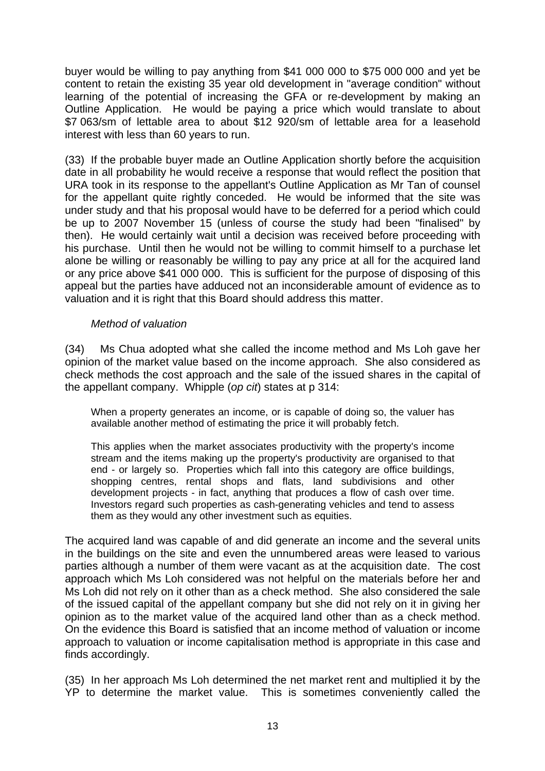buyer would be willing to pay anything from $41 000 000 to $75 000 000 and yet be content to retain the existing 35 year old development in "average condition" without learning of the potential of increasing the GFA or re-development by making an Outline Application. He would be paying a price which would translate to about $7 063/sm of lettable area to about $12 920/sm of lettable area for a leasehold interest with less than 60 years to run.

(33) If the probable buyer made an Outline Application shortly before the acquisition date in all probability he would receive a response that would reflect the position that URA took in its response to the appellant's Outline Application as Mr Tan of counsel for the appellant quite rightly conceded. He would be informed that the site was under study and that his proposal would have to be deferred for a period which could be up to 2007 November 15 (unless of course the study had been "finalised" by then). He would certainly wait until a decision was received before proceeding with his purchase. Until then he would not be willing to commit himself to a purchase let alone be willing or reasonably be willing to pay any price at all for the acquired land or any price above $41 000 000. This is sufficient for the purpose of disposing of this appeal but the parties have adduced not an inconsiderable amount of evidence as to valuation and it is right that this Board should address this matter.

*Method of valuation*

(34) Ms Chua adopted what she called the income method and Ms Loh gave her opinion of the market value based on the income approach. She also considered as check methods the cost approach and the sale of the issued shares in the capital of the appellant company. Whipple (*op cit*) states at p 314:

> When a property generates an income, or is capable of doing so, the valuer has available another method of estimating the price it will probably fetch.
>
> This applies when the market associates productivity with the property's income stream and the items making up the property's productivity are organised to that end - or largely so. Properties which fall into this category are office buildings, shopping centres, rental shops and flats, land subdivisions and other development projects - in fact, anything that produces a flow of cash over time. Investors regard such properties as cash-generating vehicles and tend to assess them as they would any other investment such as equities.

The acquired land was capable of and did generate an income and the several units in the buildings on the site and even the unnumbered areas were leased to various parties although a number of them were vacant as at the acquisition date. The cost approach which Ms Loh considered was not helpful on the materials before her and Ms Loh did not rely on it other than as a check method. She also considered the sale of the issued capital of the appellant company but she did not rely on it in giving her opinion as to the market value of the acquired land other than as a check method. On the evidence this Board is satisfied that an income method of valuation or income approach to valuation or income capitalisation method is appropriate in this case and finds accordingly.

(35) In her approach Ms Loh determined the net market rent and multiplied it by the YP to determine the market value. This is sometimes conveniently called the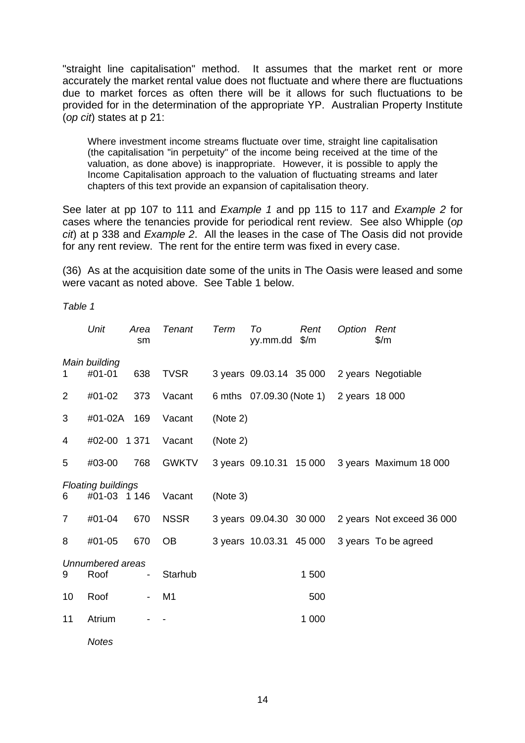"straight line capitalisation" method. It assumes that the market rent or more accurately the market rental value does not fluctuate and where there are fluctuations due to market forces as often there will be it allows for such fluctuations to be provided for in the determination of the appropriate YP. Australian Property Institute (*op cit*) states at p 21:

> Where investment income streams fluctuate over time, straight line capitalisation (the capitalisation "in perpetuity" of the income being received at the time of the valuation, as done above) is inappropriate. However, it is possible to apply the Income Capitalisation approach to the valuation of fluctuating streams and later chapters of this text provide an expansion of capitalisation theory.

See later at pp 107 to 111 and *Example 1* and pp 115 to 117 and *Example 2* for cases where the tenancies provide for periodical rent review. See also Whipple (*op cit*) at p 338 and *Example 2*. All the leases in the case of The Oasis did not provide for any rent review. The rent for the entire term was fixed in every case.

(36) As at the acquisition date some of the units in The Oasis were leased and some were vacant as noted above. See Table 1 below.

*Table 1*

| | *Unit* | *Area* sm | *Tenant* | *Term* | *To* yy.mm.dd | *Rent* $/m | *Option* | *Rent* $/m |
|---|---|---|---|---|---|---|---|---|
| | *Main building* | | | | | | | |
| 1 | #01-01 | 638 | TVSR | 3 years | 09.03.14 | 35 000 | 2 years | Negotiable |
| 2 | #01-02 | 373 | Vacant | 6 mths | 07.09.30 | (Note 1) | 2 years | 18 000 |
| 3 | #01-02A | 169 | Vacant | (Note 2) | | | | |
| 4 | #02-00 | 1 371 | Vacant | (Note 2) | | | | |
| 5 | #03-00 | 768 | GWKTV | 3 years | 09.10.31 | 15 000 | 3 years | Maximum 18 000 |
| | *Floating buildings* | | | | | | | |
| 6 | #01-03 | 1 146 | Vacant | (Note 3) | | | | |
| 7 | #01-04 | 670 | NSSR | 3 years | 09.04.30 | 30 000 | 2 years | Not exceed 36 000 |
| 8 | #01-05 | 670 | OB | 3 years | 10.03.31 | 45 000 | 3 years | To be agreed |
| | *Unnumbered areas* | | | | | | | |
| 9 | Roof | - | Starhub | | | 1 500 | | |
| 10 | Roof | - | M1 | | | 500 | | |
| 11 | Atrium | - | - | | | 1 000 | | |

*Notes*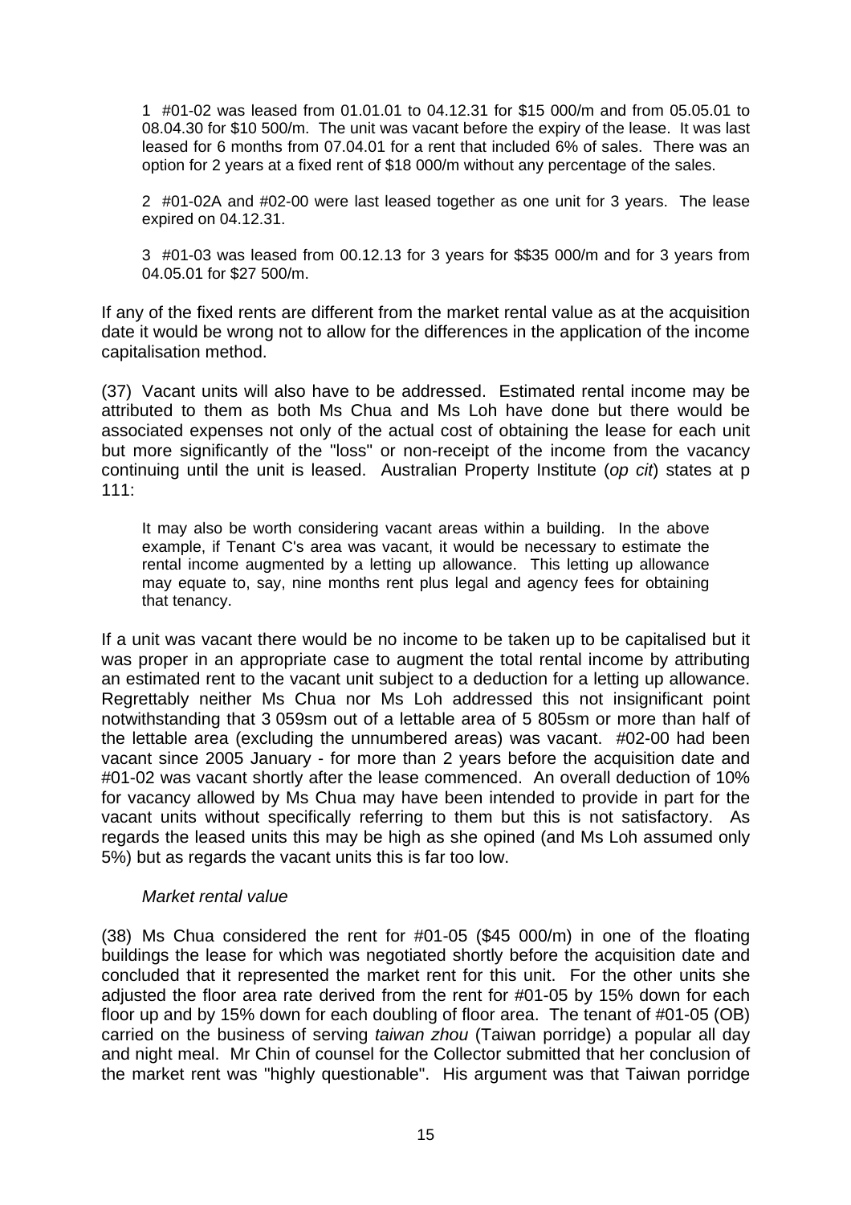1 #01-02 was leased from 01.01.01 to 04.12.31 for $15 000/m and from 05.05.01 to 08.04.30 for $10 500/m. The unit was vacant before the expiry of the lease. It was last leased for 6 months from 07.04.01 for a rent that included 6% of sales. There was an option for 2 years at a fixed rent of $18 000/m without any percentage of the sales.

2 #01-02A and #02-00 were last leased together as one unit for 3 years. The lease expired on 04.12.31.

3 #01-03 was leased from 00.12.13 for 3 years for $$35 000/m and for 3 years from 04.05.01 for $27 500/m.

If any of the fixed rents are different from the market rental value as at the acquisition date it would be wrong not to allow for the differences in the application of the income capitalisation method.

(37) Vacant units will also have to be addressed. Estimated rental income may be attributed to them as both Ms Chua and Ms Loh have done but there would be associated expenses not only of the actual cost of obtaining the lease for each unit but more significantly of the "loss" or non-receipt of the income from the vacancy continuing until the unit is leased. Australian Property Institute (*op cit*) states at p 111:

> It may also be worth considering vacant areas within a building. In the above example, if Tenant C's area was vacant, it would be necessary to estimate the rental income augmented by a letting up allowance. This letting up allowance may equate to, say, nine months rent plus legal and agency fees for obtaining that tenancy.

If a unit was vacant there would be no income to be taken up to be capitalised but it was proper in an appropriate case to augment the total rental income by attributing an estimated rent to the vacant unit subject to a deduction for a letting up allowance. Regrettably neither Ms Chua nor Ms Loh addressed this not insignificant point notwithstanding that 3 059sm out of a lettable area of 5 805sm or more than half of the lettable area (excluding the unnumbered areas) was vacant. #02-00 had been vacant since 2005 January - for more than 2 years before the acquisition date and #01-02 was vacant shortly after the lease commenced. An overall deduction of 10% for vacancy allowed by Ms Chua may have been intended to provide in part for the vacant units without specifically referring to them but this is not satisfactory. As regards the leased units this may be high as she opined (and Ms Loh assumed only 5%) but as regards the vacant units this is far too low.

*Market rental value*

(38) Ms Chua considered the rent for #01-05 ($45 000/m) in one of the floating buildings the lease for which was negotiated shortly before the acquisition date and concluded that it represented the market rent for this unit. For the other units she adjusted the floor area rate derived from the rent for #01-05 by 15% down for each floor up and by 15% down for each doubling of floor area. The tenant of #01-05 (OB) carried on the business of serving *taiwan zhou* (Taiwan porridge) a popular all day and night meal. Mr Chin of counsel for the Collector submitted that her conclusion of the market rent was "highly questionable". His argument was that Taiwan porridge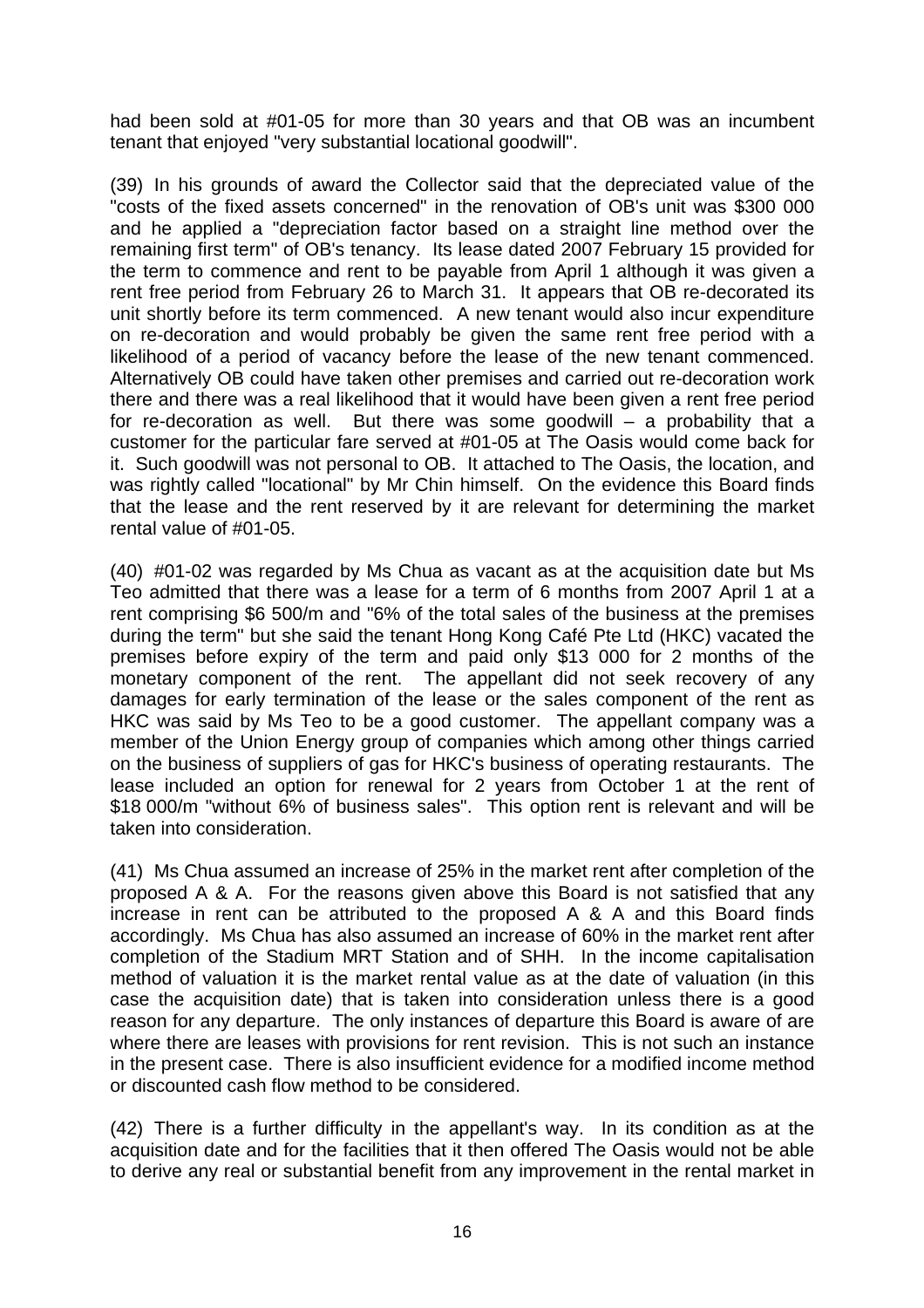had been sold at #01-05 for more than 30 years and that OB was an incumbent tenant that enjoyed "very substantial locational goodwill".

(39) In his grounds of award the Collector said that the depreciated value of the "costs of the fixed assets concerned" in the renovation of OB's unit was $300 000 and he applied a "depreciation factor based on a straight line method over the remaining first term" of OB's tenancy. Its lease dated 2007 February 15 provided for the term to commence and rent to be payable from April 1 although it was given a rent free period from February 26 to March 31. It appears that OB re-decorated its unit shortly before its term commenced. A new tenant would also incur expenditure on re-decoration and would probably be given the same rent free period with a likelihood of a period of vacancy before the lease of the new tenant commenced. Alternatively OB could have taken other premises and carried out re-decoration work there and there was a real likelihood that it would have been given a rent free period for re-decoration as well. But there was some goodwill – a probability that a customer for the particular fare served at #01-05 at The Oasis would come back for it. Such goodwill was not personal to OB. It attached to The Oasis, the location, and was rightly called "locational" by Mr Chin himself. On the evidence this Board finds that the lease and the rent reserved by it are relevant for determining the market rental value of #01-05.

(40) #01-02 was regarded by Ms Chua as vacant as at the acquisition date but Ms Teo admitted that there was a lease for a term of 6 months from 2007 April 1 at a rent comprising $6 500/m and "6% of the total sales of the business at the premises during the term" but she said the tenant Hong Kong Café Pte Ltd (HKC) vacated the premises before expiry of the term and paid only $13 000 for 2 months of the monetary component of the rent. The appellant did not seek recovery of any damages for early termination of the lease or the sales component of the rent as HKC was said by Ms Teo to be a good customer. The appellant company was a member of the Union Energy group of companies which among other things carried on the business of suppliers of gas for HKC's business of operating restaurants. The lease included an option for renewal for 2 years from October 1 at the rent of $18 000/m "without 6% of business sales". This option rent is relevant and will be taken into consideration.

(41) Ms Chua assumed an increase of 25% in the market rent after completion of the proposed A & A. For the reasons given above this Board is not satisfied that any increase in rent can be attributed to the proposed A & A and this Board finds accordingly. Ms Chua has also assumed an increase of 60% in the market rent after completion of the Stadium MRT Station and of SHH. In the income capitalisation method of valuation it is the market rental value as at the date of valuation (in this case the acquisition date) that is taken into consideration unless there is a good reason for any departure. The only instances of departure this Board is aware of are where there are leases with provisions for rent revision. This is not such an instance in the present case. There is also insufficient evidence for a modified income method or discounted cash flow method to be considered.

(42) There is a further difficulty in the appellant's way. In its condition as at the acquisition date and for the facilities that it then offered The Oasis would not be able to derive any real or substantial benefit from any improvement in the rental market in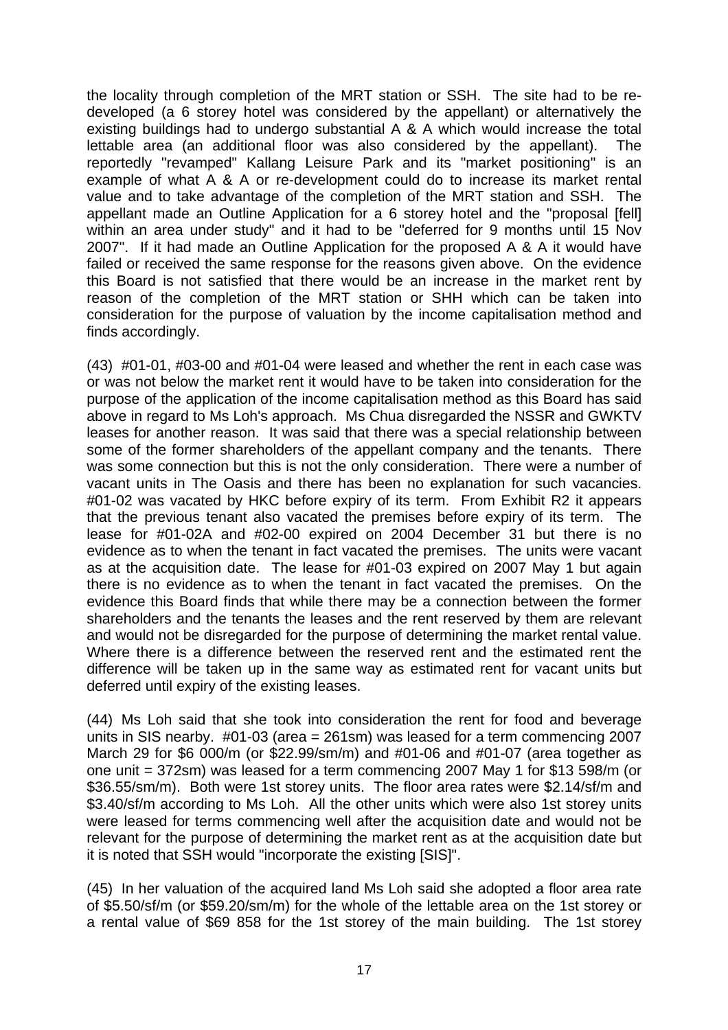the locality through completion of the MRT station or SSH. The site had to be re-developed (a 6 storey hotel was considered by the appellant) or alternatively the existing buildings had to undergo substantial A & A which would increase the total lettable area (an additional floor was also considered by the appellant). The reportedly "revamped" Kallang Leisure Park and its "market positioning" is an example of what A & A or re-development could do to increase its market rental value and to take advantage of the completion of the MRT station and SSH. The appellant made an Outline Application for a 6 storey hotel and the "proposal [fell] within an area under study" and it had to be "deferred for 9 months until 15 Nov 2007". If it had made an Outline Application for the proposed A & A it would have failed or received the same response for the reasons given above. On the evidence this Board is not satisfied that there would be an increase in the market rent by reason of the completion of the MRT station or SHH which can be taken into consideration for the purpose of valuation by the income capitalisation method and finds accordingly.

(43) #01-01, #03-00 and #01-04 were leased and whether the rent in each case was or was not below the market rent it would have to be taken into consideration for the purpose of the application of the income capitalisation method as this Board has said above in regard to Ms Loh's approach. Ms Chua disregarded the NSSR and GWKTV leases for another reason. It was said that there was a special relationship between some of the former shareholders of the appellant company and the tenants. There was some connection but this is not the only consideration. There were a number of vacant units in The Oasis and there has been no explanation for such vacancies. #01-02 was vacated by HKC before expiry of its term. From Exhibit R2 it appears that the previous tenant also vacated the premises before expiry of its term. The lease for #01-02A and #02-00 expired on 2004 December 31 but there is no evidence as to when the tenant in fact vacated the premises. The units were vacant as at the acquisition date. The lease for #01-03 expired on 2007 May 1 but again there is no evidence as to when the tenant in fact vacated the premises. On the evidence this Board finds that while there may be a connection between the former shareholders and the tenants the leases and the rent reserved by them are relevant and would not be disregarded for the purpose of determining the market rental value. Where there is a difference between the reserved rent and the estimated rent the difference will be taken up in the same way as estimated rent for vacant units but deferred until expiry of the existing leases.

(44) Ms Loh said that she took into consideration the rent for food and beverage units in SIS nearby. #01-03 (area = 261sm) was leased for a term commencing 2007 March 29 for \$6 000/m (or \$22.99/sm/m) and #01-06 and #01-07 (area together as one unit = 372sm) was leased for a term commencing 2007 May 1 for \$13 598/m (or \$36.55/sm/m). Both were 1st storey units. The floor area rates were \$2.14/sf/m and \$3.40/sf/m according to Ms Loh. All the other units which were also 1st storey units were leased for terms commencing well after the acquisition date and would not be relevant for the purpose of determining the market rent as at the acquisition date but it is noted that SSH would "incorporate the existing [SIS]".

(45) In her valuation of the acquired land Ms Loh said she adopted a floor area rate of \$5.50/sf/m (or \$59.20/sm/m) for the whole of the lettable area on the 1st storey or a rental value of \$69 858 for the 1st storey of the main building. The 1st storey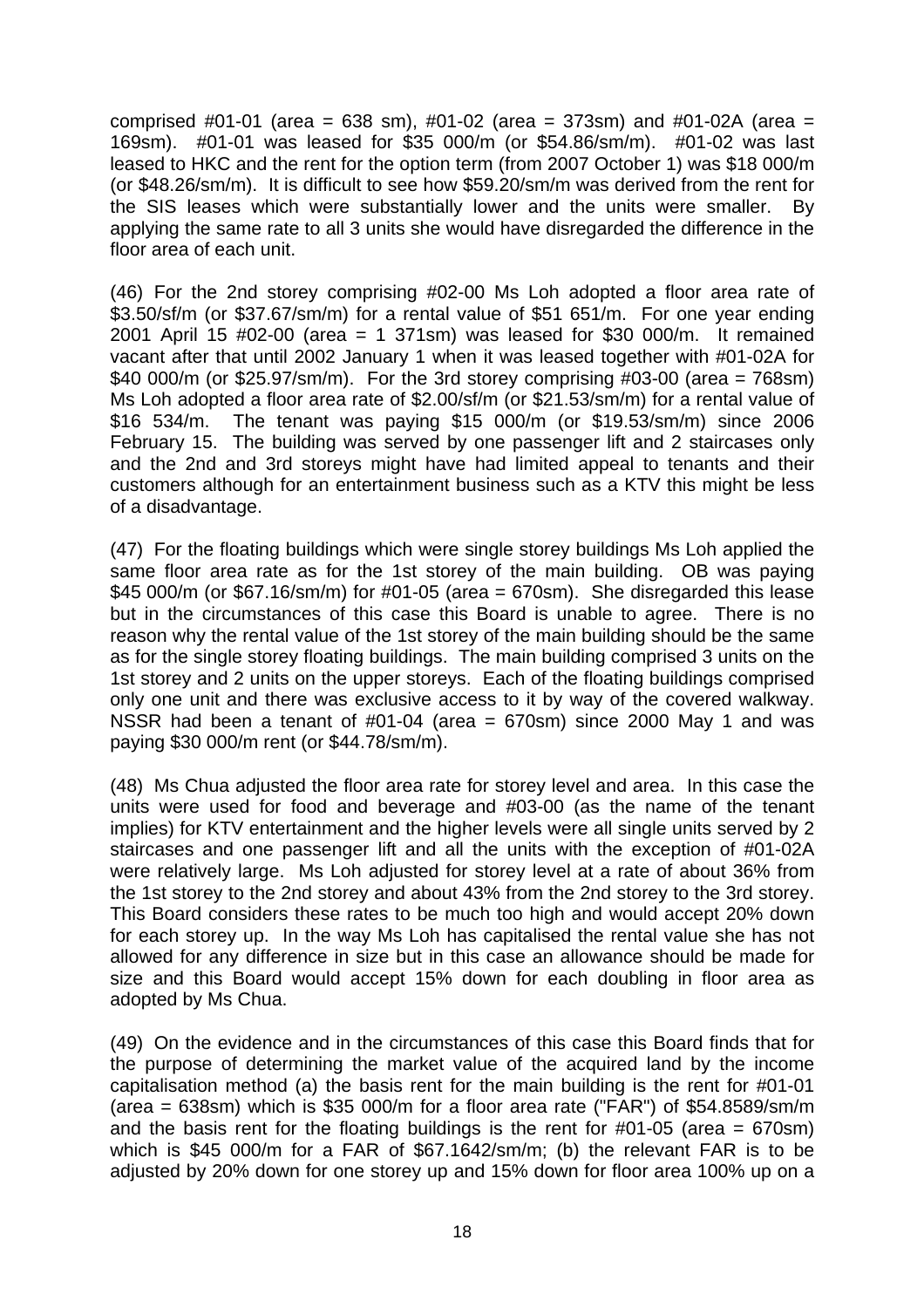comprised #01-01 (area = 638 sm), #01-02 (area = 373sm) and #01-02A (area = 169sm). #01-01 was leased for $35 000/m (or $54.86/sm/m). #01-02 was last leased to HKC and the rent for the option term (from 2007 October 1) was $18 000/m (or $48.26/sm/m). It is difficult to see how $59.20/sm/m was derived from the rent for the SIS leases which were substantially lower and the units were smaller. By applying the same rate to all 3 units she would have disregarded the difference in the floor area of each unit.

(46) For the 2nd storey comprising #02-00 Ms Loh adopted a floor area rate of $3.50/sf/m (or $37.67/sm/m) for a rental value of $51 651/m. For one year ending 2001 April 15 #02-00 (area = 1 371sm) was leased for $30 000/m. It remained vacant after that until 2002 January 1 when it was leased together with #01-02A for $40 000/m (or $25.97/sm/m). For the 3rd storey comprising #03-00 (area = 768sm) Ms Loh adopted a floor area rate of $2.00/sf/m (or $21.53/sm/m) for a rental value of $16 534/m. The tenant was paying $15 000/m (or $19.53/sm/m) since 2006 February 15. The building was served by one passenger lift and 2 staircases only and the 2nd and 3rd storeys might have had limited appeal to tenants and their customers although for an entertainment business such as a KTV this might be less of a disadvantage.

(47) For the floating buildings which were single storey buildings Ms Loh applied the same floor area rate as for the 1st storey of the main building. OB was paying $45 000/m (or $67.16/sm/m) for #01-05 (area = 670sm). She disregarded this lease but in the circumstances of this case this Board is unable to agree. There is no reason why the rental value of the 1st storey of the main building should be the same as for the single storey floating buildings. The main building comprised 3 units on the 1st storey and 2 units on the upper storeys. Each of the floating buildings comprised only one unit and there was exclusive access to it by way of the covered walkway. NSSR had been a tenant of #01-04 (area = 670sm) since 2000 May 1 and was paying $30 000/m rent (or $44.78/sm/m).

(48) Ms Chua adjusted the floor area rate for storey level and area. In this case the units were used for food and beverage and #03-00 (as the name of the tenant implies) for KTV entertainment and the higher levels were all single units served by 2 staircases and one passenger lift and all the units with the exception of #01-02A were relatively large. Ms Loh adjusted for storey level at a rate of about 36% from the 1st storey to the 2nd storey and about 43% from the 2nd storey to the 3rd storey. This Board considers these rates to be much too high and would accept 20% down for each storey up. In the way Ms Loh has capitalised the rental value she has not allowed for any difference in size but in this case an allowance should be made for size and this Board would accept 15% down for each doubling in floor area as adopted by Ms Chua.

(49) On the evidence and in the circumstances of this case this Board finds that for the purpose of determining the market value of the acquired land by the income capitalisation method (a) the basis rent for the main building is the rent for #01-01 (area = 638sm) which is $35 000/m for a floor area rate ("FAR") of $54.8589/sm/m and the basis rent for the floating buildings is the rent for #01-05 (area = 670sm) which is $45 000/m for a FAR of $67.1642/sm/m; (b) the relevant FAR is to be adjusted by 20% down for one storey up and 15% down for floor area 100% up on a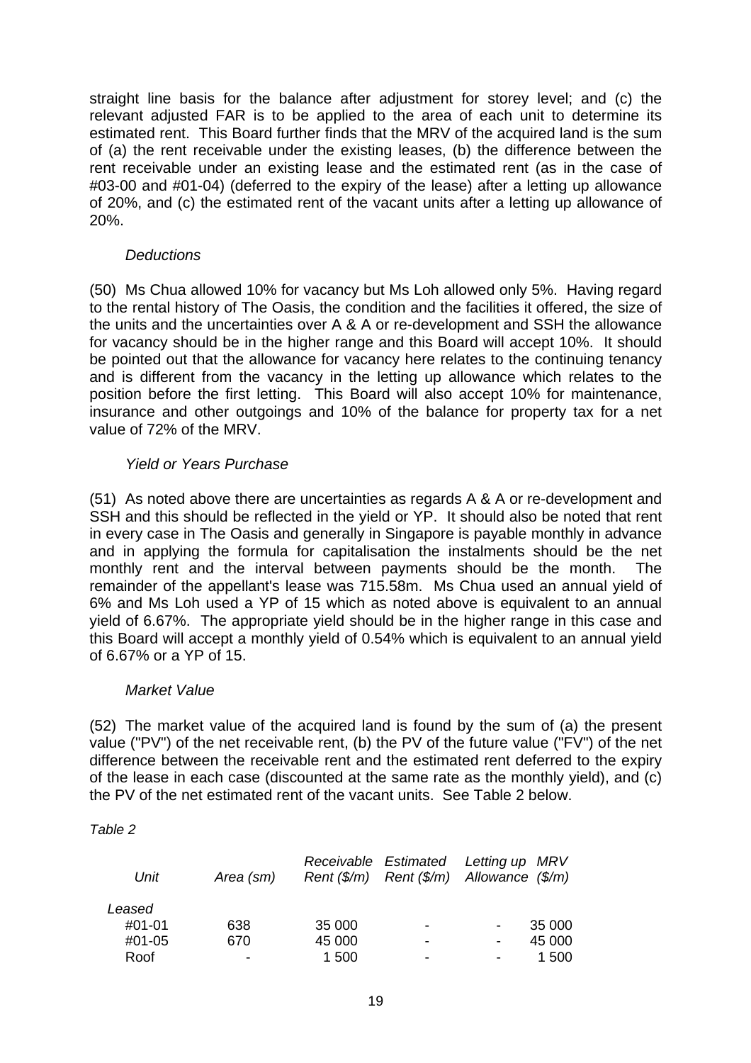straight line basis for the balance after adjustment for storey level; and (c) the relevant adjusted FAR is to be applied to the area of each unit to determine its estimated rent. This Board further finds that the MRV of the acquired land is the sum of (a) the rent receivable under the existing leases, (b) the difference between the rent receivable under an existing lease and the estimated rent (as in the case of #03-00 and #01-04) (deferred to the expiry of the lease) after a letting up allowance of 20%, and (c) the estimated rent of the vacant units after a letting up allowance of 20%.

*Deductions*

(50) Ms Chua allowed 10% for vacancy but Ms Loh allowed only 5%. Having regard to the rental history of The Oasis, the condition and the facilities it offered, the size of the units and the uncertainties over A & A or re-development and SSH the allowance for vacancy should be in the higher range and this Board will accept 10%. It should be pointed out that the allowance for vacancy here relates to the continuing tenancy and is different from the vacancy in the letting up allowance which relates to the position before the first letting. This Board will also accept 10% for maintenance, insurance and other outgoings and 10% of the balance for property tax for a net value of 72% of the MRV.

*Yield or Years Purchase*

(51) As noted above there are uncertainties as regards A & A or re-development and SSH and this should be reflected in the yield or YP. It should also be noted that rent in every case in The Oasis and generally in Singapore is payable monthly in advance and in applying the formula for capitalisation the instalments should be the net monthly rent and the interval between payments should be the month. The remainder of the appellant's lease was 715.58m. Ms Chua used an annual yield of 6% and Ms Loh used a YP of 15 which as noted above is equivalent to an annual yield of 6.67%. The appropriate yield should be in the higher range in this case and this Board will accept a monthly yield of 0.54% which is equivalent to an annual yield of 6.67% or a YP of 15.

*Market Value*

(52) The market value of the acquired land is found by the sum of (a) the present value ("PV") of the net receivable rent, (b) the PV of the future value ("FV") of the net difference between the receivable rent and the estimated rent deferred to the expiry of the lease in each case (discounted at the same rate as the monthly yield), and (c) the PV of the net estimated rent of the vacant units. See Table 2 below.

*Table 2*

| *Unit* | *Area (sm)* | *Receivable Rent ($/m)* | *Estimated Rent ($/m)* | *Letting up Allowance* | *MRV ($/m)* |
|---|---|---|---|---|---|
| *Leased* | | | | | |
| #01-01 | 638 | 35 000 | - | - | 35 000 |
| #01-05 | 670 | 45 000 | - | - | 45 000 |
| Roof | - | 1 500 | - | - | 1 500 |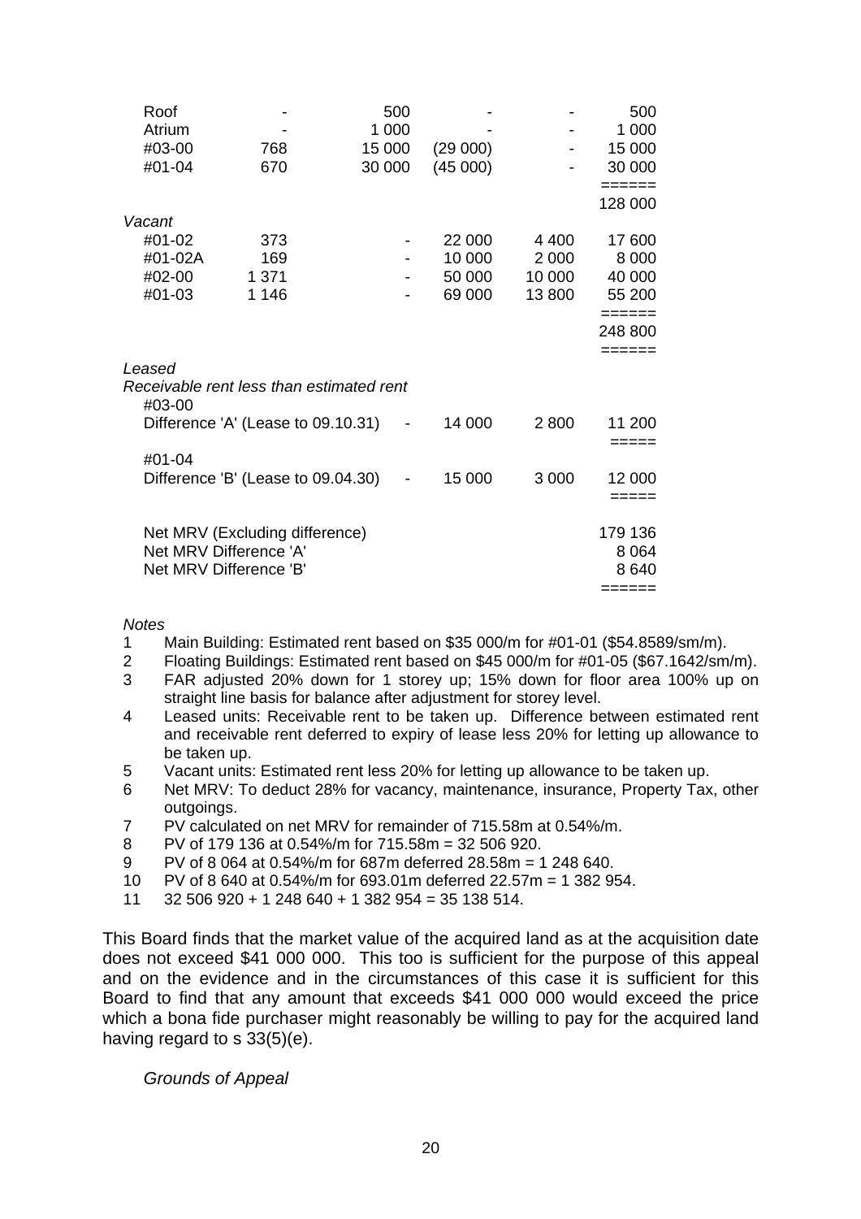| | | | | | |
|---|---|---|---|---|---|
| Roof | - | 500 | - | - | 500 |
| Atrium | - | 1 000 | - | - | 1 000 |
| #03-00 | 768 | 15 000 | (29 000) | - | 15 000 |
| #01-04 | 670 | 30 000 | (45 000) | - | 30 000 |
| | | | | | ====== |
| | | | | | 128 000 |
| *Vacant* | | | | | |
| #01-02 | 373 | - | 22 000 | 4 400 | 17 600 |
| #01-02A | 169 | - | 10 000 | 2 000 | 8 000 |
| #02-00 | 1 371 | - | 50 000 | 10 000 | 40 000 |
| #01-03 | 1 146 | - | 69 000 | 13 800 | 55 200 |
| | | | | | ====== |
| | | | | | 248 800 |
| | | | | | ====== |
| *Leased* | | | | | |
| *Receivable rent less than estimated rent* | | | | | |
| #03-00 | | | | | |
| Difference 'A' (Lease to 09.10.31) | | - | 14 000 | 2 800 | 11 200 |
| | | | | | ===== |
| #01-04 | | | | | |
| Difference 'B' (Lease to 09.04.30) | | - | 15 000 | 3 000 | 12 000 |
| | | | | | ===== |
| Net MRV (Excluding difference) | | | | | 179 136 |
| Net MRV Difference 'A' | | | | | 8 064 |
| Net MRV Difference 'B' | | | | | 8 640 |
| | | | | | ====== |

*Notes*

1. Main Building: Estimated rent based on $35 000/m for #01-01 ($54.8589/sm/m).
2. Floating Buildings: Estimated rent based on $45 000/m for #01-05 ($67.1642/sm/m).
3. FAR adjusted 20% down for 1 storey up; 15% down for floor area 100% up on straight line basis for balance after adjustment for storey level.
4. Leased units: Receivable rent to be taken up. Difference between estimated rent and receivable rent deferred to expiry of lease less 20% for letting up allowance to be taken up.
5. Vacant units: Estimated rent less 20% for letting up allowance to be taken up.
6. Net MRV: To deduct 28% for vacancy, maintenance, insurance, Property Tax, other outgoings.
7. PV calculated on net MRV for remainder of 715.58m at 0.54%/m.
8. PV of 179 136 at 0.54%/m for 715.58m = 32 506 920.
9. PV of 8 064 at 0.54%/m for 687m deferred 28.58m = 1 248 640.
10. PV of 8 640 at 0.54%/m for 693.01m deferred 22.57m = 1 382 954.
11. 32 506 920 + 1 248 640 + 1 382 954 = 35 138 514.

This Board finds that the market value of the acquired land as at the acquisition date does not exceed $41 000 000. This too is sufficient for the purpose of this appeal and on the evidence and in the circumstances of this case it is sufficient for this Board to find that any amount that exceeds $41 000 000 would exceed the price which a bona fide purchaser might reasonably be willing to pay for the acquired land having regard to s 33(5)(e).

*Grounds of Appeal*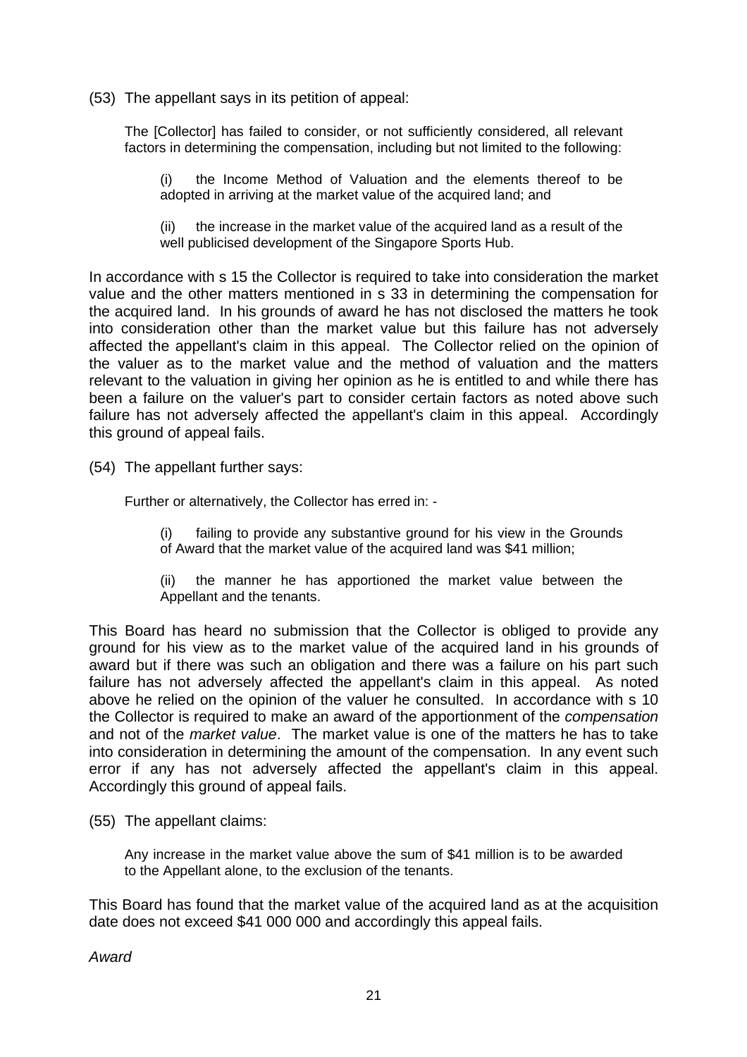(53) The appellant says in its petition of appeal:

> The [Collector] has failed to consider, or not sufficiently considered, all relevant factors in determining the compensation, including but not limited to the following:
>
> (i) the Income Method of Valuation and the elements thereof to be adopted in arriving at the market value of the acquired land; and
>
> (ii) the increase in the market value of the acquired land as a result of the well publicised development of the Singapore Sports Hub.

In accordance with s 15 the Collector is required to take into consideration the market value and the other matters mentioned in s 33 in determining the compensation for the acquired land. In his grounds of award he has not disclosed the matters he took into consideration other than the market value but this failure has not adversely affected the appellant's claim in this appeal. The Collector relied on the opinion of the valuer as to the market value and the method of valuation and the matters relevant to the valuation in giving her opinion as he is entitled to and while there has been a failure on the valuer's part to consider certain factors as noted above such failure has not adversely affected the appellant's claim in this appeal. Accordingly this ground of appeal fails.

(54) The appellant further says:

> Further or alternatively, the Collector has erred in: -
>
> (i) failing to provide any substantive ground for his view in the Grounds of Award that the market value of the acquired land was $41 million;
>
> (ii) the manner he has apportioned the market value between the Appellant and the tenants.

This Board has heard no submission that the Collector is obliged to provide any ground for his view as to the market value of the acquired land in his grounds of award but if there was such an obligation and there was a failure on his part such failure has not adversely affected the appellant's claim in this appeal. As noted above he relied on the opinion of the valuer he consulted. In accordance with s 10 the Collector is required to make an award of the apportionment of the *compensation* and not of the *market value*. The market value is one of the matters he has to take into consideration in determining the amount of the compensation. In any event such error if any has not adversely affected the appellant's claim in this appeal. Accordingly this ground of appeal fails.

(55) The appellant claims:

> Any increase in the market value above the sum of $41 million is to be awarded to the Appellant alone, to the exclusion of the tenants.

This Board has found that the market value of the acquired land as at the acquisition date does not exceed $41 000 000 and accordingly this appeal fails.

*Award*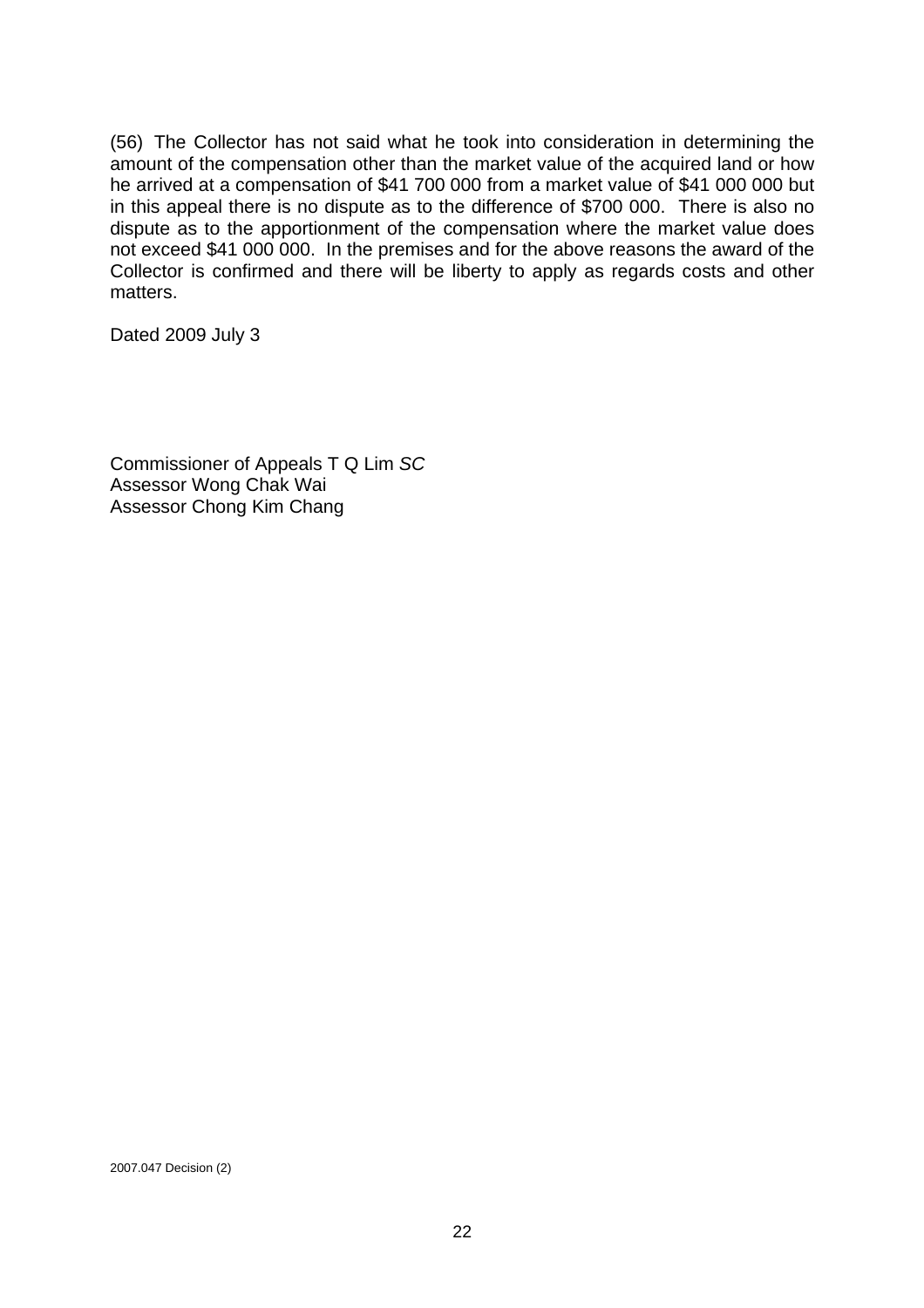(56) The Collector has not said what he took into consideration in determining the amount of the compensation other than the market value of the acquired land or how he arrived at a compensation of $41 700 000 from a market value of $41 000 000 but in this appeal there is no dispute as to the difference of $700 000. There is also no dispute as to the apportionment of the compensation where the market value does not exceed $41 000 000. In the premises and for the above reasons the award of the Collector is confirmed and there will be liberty to apply as regards costs and other matters.

Dated 2009 July 3

Commissioner of Appeals T Q Lim *SC*
Assessor Wong Chak Wai
Assessor Chong Kim Chang

2007.047 Decision (2)